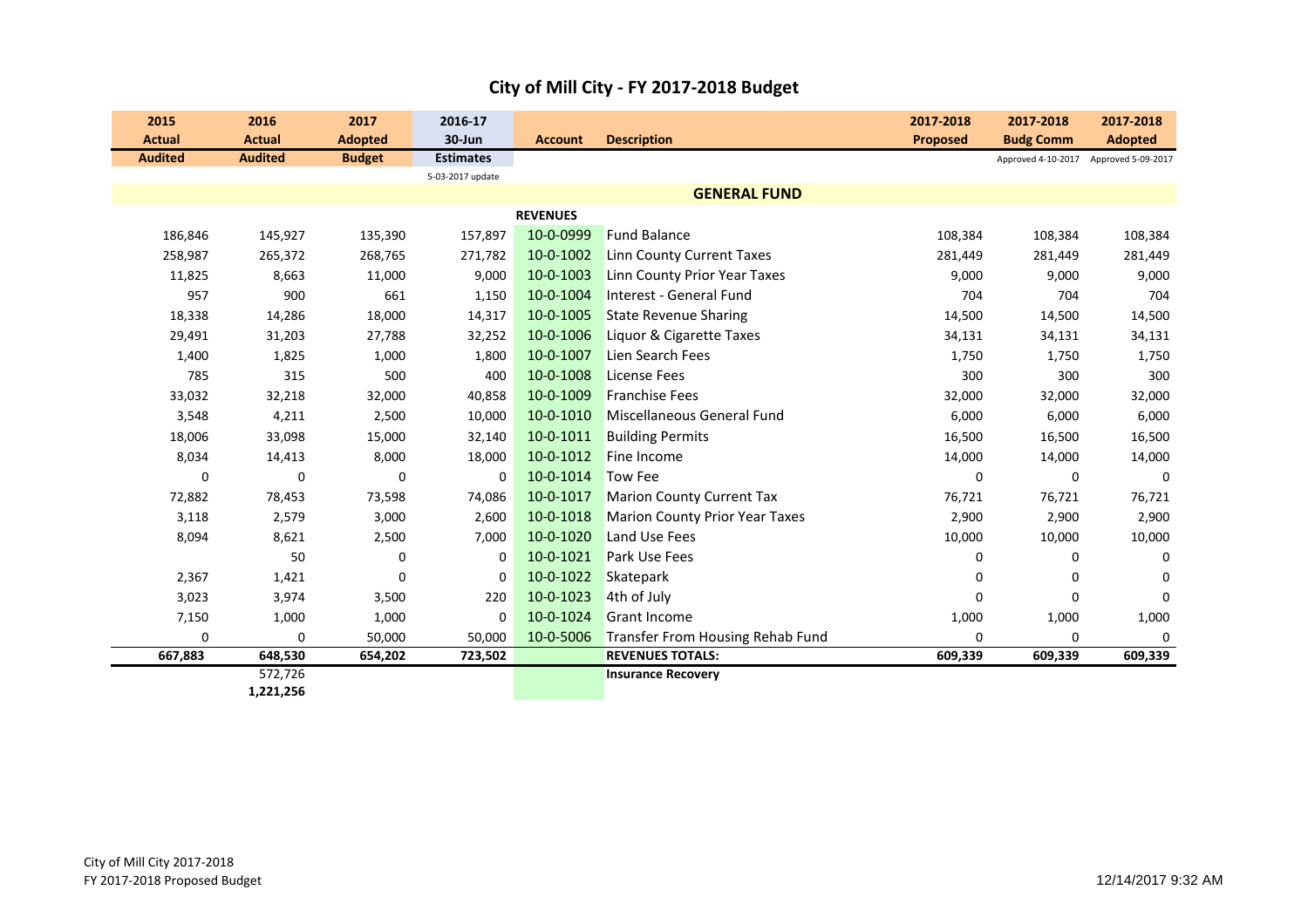# City of Mill City - FY 2017-2018 Budget

| 2015 Actual Audited | 2016 Actual Audited | 2017 Adopted Budget | 2016-17 30-Jun Estimates 5-03-2017 update | Account | Description | 2017-2018 Proposed | 2017-2018 Budg Comm Approved 4-10-2017 | 2017-2018 Adopted Approved 5-09-2017 |
|---|---|---|---|---|---|---|---|---|
| | | | | | **GENERAL FUND** | | | |
| | | | | **REVENUES** | | | | |
| 186,846 | 145,927 | 135,390 | 157,897 | 10-0-0999 | Fund Balance | 108,384 | 108,384 | 108,384 |
| 258,987 | 265,372 | 268,765 | 271,782 | 10-0-1002 | Linn County Current Taxes | 281,449 | 281,449 | 281,449 |
| 11,825 | 8,663 | 11,000 | 9,000 | 10-0-1003 | Linn County Prior Year Taxes | 9,000 | 9,000 | 9,000 |
| 957 | 900 | 661 | 1,150 | 10-0-1004 | Interest - General Fund | 704 | 704 | 704 |
| 18,338 | 14,286 | 18,000 | 14,317 | 10-0-1005 | State Revenue Sharing | 14,500 | 14,500 | 14,500 |
| 29,491 | 31,203 | 27,788 | 32,252 | 10-0-1006 | Liquor & Cigarette Taxes | 34,131 | 34,131 | 34,131 |
| 1,400 | 1,825 | 1,000 | 1,800 | 10-0-1007 | Lien Search Fees | 1,750 | 1,750 | 1,750 |
| 785 | 315 | 500 | 400 | 10-0-1008 | License Fees | 300 | 300 | 300 |
| 33,032 | 32,218 | 32,000 | 40,858 | 10-0-1009 | Franchise Fees | 32,000 | 32,000 | 32,000 |
| 3,548 | 4,211 | 2,500 | 10,000 | 10-0-1010 | Miscellaneous General Fund | 6,000 | 6,000 | 6,000 |
| 18,006 | 33,098 | 15,000 | 32,140 | 10-0-1011 | Building Permits | 16,500 | 16,500 | 16,500 |
| 8,034 | 14,413 | 8,000 | 18,000 | 10-0-1012 | Fine Income | 14,000 | 14,000 | 14,000 |
| 0 | 0 | 0 | 0 | 10-0-1014 | Tow Fee | 0 | 0 | 0 |
| 72,882 | 78,453 | 73,598 | 74,086 | 10-0-1017 | Marion County Current Tax | 76,721 | 76,721 | 76,721 |
| 3,118 | 2,579 | 3,000 | 2,600 | 10-0-1018 | Marion County Prior Year Taxes | 2,900 | 2,900 | 2,900 |
| 8,094 | 8,621 | 2,500 | 7,000 | 10-0-1020 | Land Use Fees | 10,000 | 10,000 | 10,000 |
| | 50 | 0 | 0 | 10-0-1021 | Park Use Fees | 0 | 0 | 0 |
| 2,367 | 1,421 | 0 | 0 | 10-0-1022 | Skatepark | 0 | 0 | 0 |
| 3,023 | 3,974 | 3,500 | 220 | 10-0-1023 | 4th of July | 0 | 0 | 0 |
| 7,150 | 1,000 | 1,000 | 0 | 10-0-1024 | Grant Income | 1,000 | 1,000 | 1,000 |
| 0 | 0 | 50,000 | 50,000 | 10-0-5006 | Transfer From Housing Rehab Fund | 0 | 0 | 0 |
| **667,883** | **648,530** | **654,202** | **723,502** | | **REVENUES TOTALS:** | **609,339** | **609,339** | **609,339** |
| | 572,726 | | | | **Insurance Recovery** | | | |
| | **1,221,256** | | | | | | | |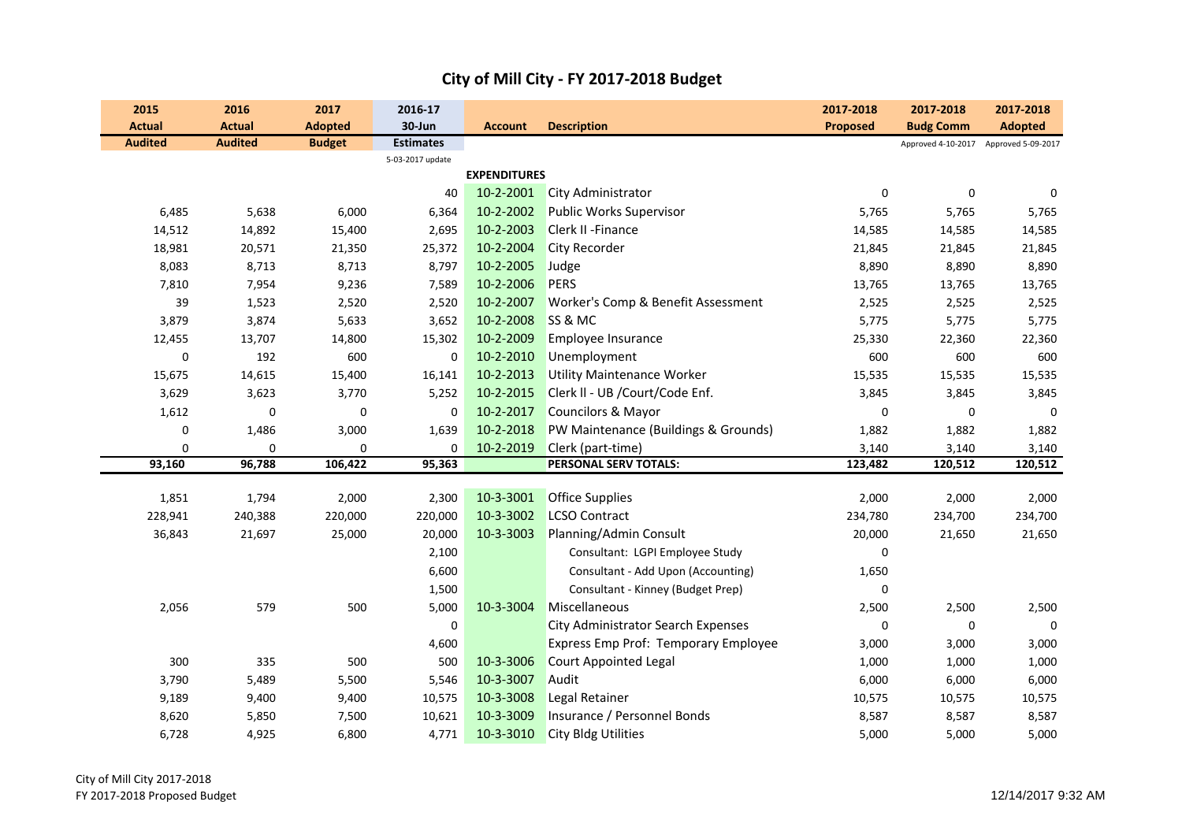# City of Mill City - FY 2017-2018 Budget

| 2015 Actual Audited | 2016 Actual Audited | 2017 Adopted Budget | 2016-17 30-Jun Estimates 5-03-2017 update | Account | Description | 2017-2018 Proposed | 2017-2018 Budg Comm Approved 4-10-2017 | 2017-2018 Adopted Approved 5-09-2017 |
|---|---|---|---|---|---|---|---|---|
| | | | | **EXPENDITURES** | | | | |
| | | | 40 | 10-2-2001 | City Administrator | 0 | 0 | 0 |
| 6,485 | 5,638 | 6,000 | 6,364 | 10-2-2002 | Public Works Supervisor | 5,765 | 5,765 | 5,765 |
| 14,512 | 14,892 | 15,400 | 2,695 | 10-2-2003 | Clerk II -Finance | 14,585 | 14,585 | 14,585 |
| 18,981 | 20,571 | 21,350 | 25,372 | 10-2-2004 | City Recorder | 21,845 | 21,845 | 21,845 |
| 8,083 | 8,713 | 8,713 | 8,797 | 10-2-2005 | Judge | 8,890 | 8,890 | 8,890 |
| 7,810 | 7,954 | 9,236 | 7,589 | 10-2-2006 | PERS | 13,765 | 13,765 | 13,765 |
| 39 | 1,523 | 2,520 | 2,520 | 10-2-2007 | Worker's Comp & Benefit Assessment | 2,525 | 2,525 | 2,525 |
| 3,879 | 3,874 | 5,633 | 3,652 | 10-2-2008 | SS & MC | 5,775 | 5,775 | 5,775 |
| 12,455 | 13,707 | 14,800 | 15,302 | 10-2-2009 | Employee Insurance | 25,330 | 22,360 | 22,360 |
| 0 | 192 | 600 | 0 | 10-2-2010 | Unemployment | 600 | 600 | 600 |
| 15,675 | 14,615 | 15,400 | 16,141 | 10-2-2013 | Utility Maintenance Worker | 15,535 | 15,535 | 15,535 |
| 3,629 | 3,623 | 3,770 | 5,252 | 10-2-2015 | Clerk ll - UB /Court/Code Enf. | 3,845 | 3,845 | 3,845 |
| 1,612 | 0 | 0 | 0 | 10-2-2017 | Councilors & Mayor | 0 | 0 | 0 |
| 0 | 1,486 | 3,000 | 1,639 | 10-2-2018 | PW Maintenance (Buildings & Grounds) | 1,882 | 1,882 | 1,882 |
| 0 | 0 | 0 | 0 | 10-2-2019 | Clerk (part-time) | 3,140 | 3,140 | 3,140 |
| **93,160** | **96,788** | **106,422** | **95,363** | | **PERSONAL SERV TOTALS:** | **123,482** | **120,512** | **120,512** |
| | | | | | | | | |
| 1,851 | 1,794 | 2,000 | 2,300 | 10-3-3001 | Office Supplies | 2,000 | 2,000 | 2,000 |
| 228,941 | 240,388 | 220,000 | 220,000 | 10-3-3002 | LCSO Contract | 234,780 | 234,700 | 234,700 |
| 36,843 | 21,697 | 25,000 | 20,000 | 10-3-3003 | Planning/Admin Consult | 20,000 | 21,650 | 21,650 |
| | | | 2,100 | | Consultant: LGPI Employee Study | 0 | | |
| | | | 6,600 | | Consultant - Add Upon (Accounting) | 1,650 | | |
| | | | 1,500 | | Consultant - Kinney (Budget Prep) | 0 | | |
| 2,056 | 579 | 500 | 5,000 | 10-3-3004 | Miscellaneous | 2,500 | 2,500 | 2,500 |
| | | | 0 | | City Administrator Search Expenses | 0 | 0 | 0 |
| | | | 4,600 | | Express Emp Prof: Temporary Employee | 3,000 | 3,000 | 3,000 |
| 300 | 335 | 500 | 500 | 10-3-3006 | Court Appointed Legal | 1,000 | 1,000 | 1,000 |
| 3,790 | 5,489 | 5,500 | 5,546 | 10-3-3007 | Audit | 6,000 | 6,000 | 6,000 |
| 9,189 | 9,400 | 9,400 | 10,575 | 10-3-3008 | Legal Retainer | 10,575 | 10,575 | 10,575 |
| 8,620 | 5,850 | 7,500 | 10,621 | 10-3-3009 | Insurance / Personnel Bonds | 8,587 | 8,587 | 8,587 |
| 6,728 | 4,925 | 6,800 | 4,771 | 10-3-3010 | City Bldg Utilities | 5,000 | 5,000 | 5,000 |

City of Mill City 2017-2018
FY 2017-2018 Proposed Budget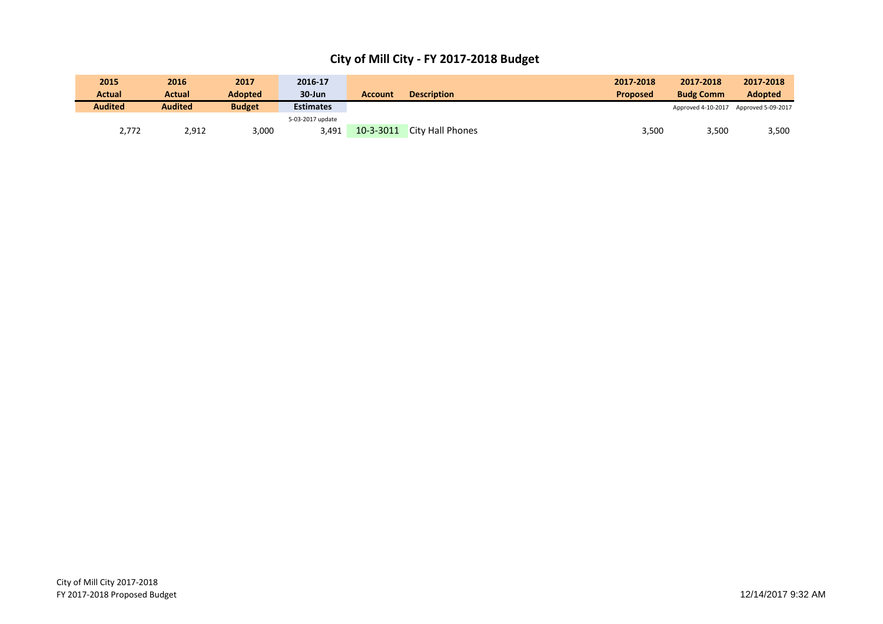# City of Mill City - FY 2017-2018 Budget

| 2015 Actual Audited | 2016 Actual Audited | 2017 Adopted Budget | 2016-17 30-Jun Estimates | Account | Description | 2017-2018 Proposed | 2017-2018 Budg Comm | 2017-2018 Adopted |
|---|---|---|---|---|---|---|---|---|
| | | | 5-03-2017 update | | | | Approved 4-10-2017 | Approved 5-09-2017 |
| 2,772 | 2,912 | 3,000 | 3,491 | 10-3-3011 | City Hall Phones | 3,500 | 3,500 | 3,500 |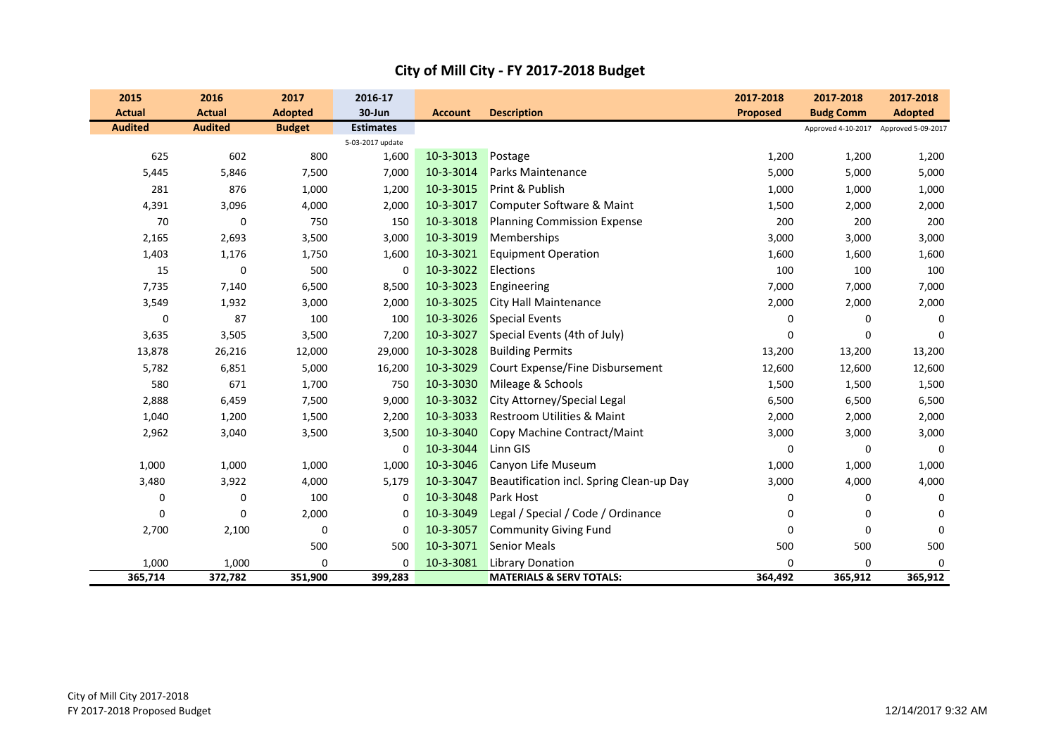# City of Mill City - FY 2017-2018 Budget

| 2015 Actual Audited | 2016 Actual Audited | 2017 Adopted Budget | 2016-17 30-Jun Estimates 5-03-2017 update | Account | Description | 2017-2018 Proposed | 2017-2018 Budg Comm Approved 4-10-2017 | 2017-2018 Adopted Approved 5-09-2017 |
|---|---|---|---|---|---|---|---|---|
| 625 | 602 | 800 | 1,600 | 10-3-3013 | Postage | 1,200 | 1,200 | 1,200 |
| 5,445 | 5,846 | 7,500 | 7,000 | 10-3-3014 | Parks Maintenance | 5,000 | 5,000 | 5,000 |
| 281 | 876 | 1,000 | 1,200 | 10-3-3015 | Print & Publish | 1,000 | 1,000 | 1,000 |
| 4,391 | 3,096 | 4,000 | 2,000 | 10-3-3017 | Computer Software & Maint | 1,500 | 2,000 | 2,000 |
| 70 | 0 | 750 | 150 | 10-3-3018 | Planning Commission Expense | 200 | 200 | 200 |
| 2,165 | 2,693 | 3,500 | 3,000 | 10-3-3019 | Memberships | 3,000 | 3,000 | 3,000 |
| 1,403 | 1,176 | 1,750 | 1,600 | 10-3-3021 | Equipment Operation | 1,600 | 1,600 | 1,600 |
| 15 | 0 | 500 | 0 | 10-3-3022 | Elections | 100 | 100 | 100 |
| 7,735 | 7,140 | 6,500 | 8,500 | 10-3-3023 | Engineering | 7,000 | 7,000 | 7,000 |
| 3,549 | 1,932 | 3,000 | 2,000 | 10-3-3025 | City Hall Maintenance | 2,000 | 2,000 | 2,000 |
| 0 | 87 | 100 | 100 | 10-3-3026 | Special Events | 0 | 0 | 0 |
| 3,635 | 3,505 | 3,500 | 7,200 | 10-3-3027 | Special Events (4th of July) | 0 | 0 | 0 |
| 13,878 | 26,216 | 12,000 | 29,000 | 10-3-3028 | Building Permits | 13,200 | 13,200 | 13,200 |
| 5,782 | 6,851 | 5,000 | 16,200 | 10-3-3029 | Court Expense/Fine Disbursement | 12,600 | 12,600 | 12,600 |
| 580 | 671 | 1,700 | 750 | 10-3-3030 | Mileage & Schools | 1,500 | 1,500 | 1,500 |
| 2,888 | 6,459 | 7,500 | 9,000 | 10-3-3032 | City Attorney/Special Legal | 6,500 | 6,500 | 6,500 |
| 1,040 | 1,200 | 1,500 | 2,200 | 10-3-3033 | Restroom Utilities & Maint | 2,000 | 2,000 | 2,000 |
| 2,962 | 3,040 | 3,500 | 3,500 | 10-3-3040 | Copy Machine Contract/Maint | 3,000 | 3,000 | 3,000 |
| | | | 0 | 10-3-3044 | Linn GIS | 0 | 0 | 0 |
| 1,000 | 1,000 | 1,000 | 1,000 | 10-3-3046 | Canyon Life Museum | 1,000 | 1,000 | 1,000 |
| 3,480 | 3,922 | 4,000 | 5,179 | 10-3-3047 | Beautification incl. Spring Clean-up Day | 3,000 | 4,000 | 4,000 |
| 0 | 0 | 100 | 0 | 10-3-3048 | Park Host | 0 | 0 | 0 |
| 0 | 0 | 2,000 | 0 | 10-3-3049 | Legal / Special / Code / Ordinance | 0 | 0 | 0 |
| 2,700 | 2,100 | 0 | 0 | 10-3-3057 | Community Giving Fund | 0 | 0 | 0 |
| | | 500 | 500 | 10-3-3071 | Senior Meals | 500 | 500 | 500 |
| 1,000 | 1,000 | 0 | 0 | 10-3-3081 | Library Donation | 0 | 0 | 0 |
| **365,714** | **372,782** | **351,900** | **399,283** | | **MATERIALS & SERV TOTALS:** | **364,492** | **365,912** | **365,912** |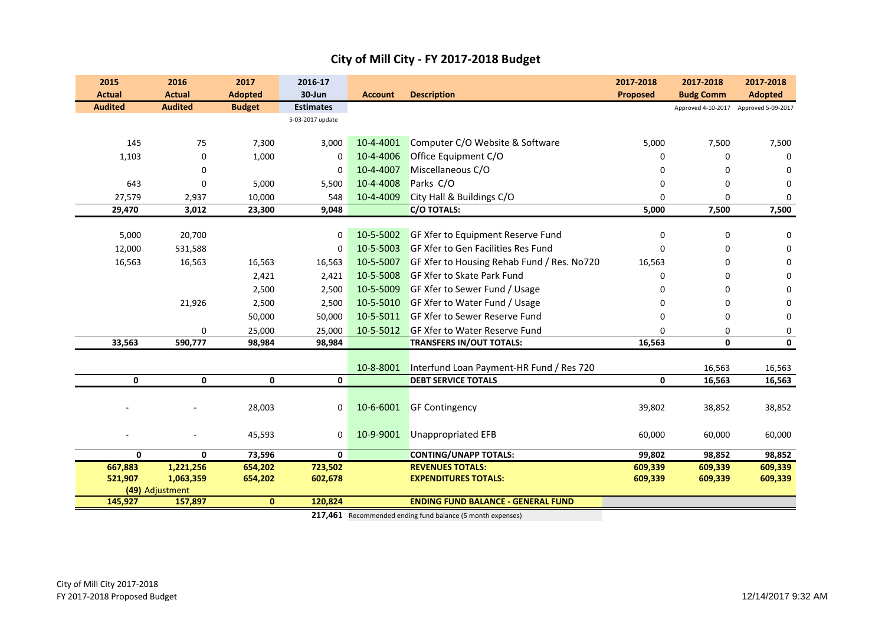# City of Mill City - FY 2017-2018 Budget

| 2015 Actual Audited | 2016 Actual Audited | 2017 Adopted Budget | 2016-17 30-Jun Estimates 5-03-2017 update | Account | Description | 2017-2018 Proposed | 2017-2018 Budg Comm Approved 4-10-2017 | 2017-2018 Adopted Approved 5-09-2017 |
|---|---|---|---|---|---|---|---|---|
| 145 | 75 | 7,300 | 3,000 | 10-4-4001 | Computer C/O Website & Software | 5,000 | 7,500 | 7,500 |
| 1,103 | 0 | 1,000 | 0 | 10-4-4006 | Office Equipment C/O | 0 | 0 | 0 |
| | 0 | | 0 | 10-4-4007 | Miscellaneous C/O | 0 | 0 | 0 |
| 643 | 0 | 5,000 | 5,500 | 10-4-4008 | Parks C/O | 0 | 0 | 0 |
| 27,579 | 2,937 | 10,000 | 548 | 10-4-4009 | City Hall & Buildings C/O | 0 | 0 | 0 |
| **29,470** | **3,012** | **23,300** | **9,048** | | **C/O TOTALS:** | **5,000** | **7,500** | **7,500** |
| 5,000 | 20,700 | | 0 | 10-5-5002 | GF Xfer to Equipment Reserve Fund | 0 | 0 | 0 |
| 12,000 | 531,588 | | 0 | 10-5-5003 | GF Xfer to Gen Facilities Res Fund | 0 | 0 | 0 |
| 16,563 | 16,563 | 16,563 | 16,563 | 10-5-5007 | GF Xfer to Housing Rehab Fund / Res. No720 | 16,563 | 0 | 0 |
| | | 2,421 | 2,421 | 10-5-5008 | GF Xfer to Skate Park Fund | 0 | 0 | 0 |
| | | 2,500 | 2,500 | 10-5-5009 | GF Xfer to Sewer Fund / Usage | 0 | 0 | 0 |
| | 21,926 | 2,500 | 2,500 | 10-5-5010 | GF Xfer to Water Fund / Usage | 0 | 0 | 0 |
| | | 50,000 | 50,000 | 10-5-5011 | GF Xfer to Sewer Reserve Fund | 0 | 0 | 0 |
| | 0 | 25,000 | 25,000 | 10-5-5012 | GF Xfer to Water Reserve Fund | 0 | 0 | 0 |
| **33,563** | **590,777** | **98,984** | **98,984** | | **TRANSFERS IN/OUT TOTALS:** | **16,563** | **0** | **0** |
| | | | | 10-8-8001 | Interfund Loan Payment-HR Fund / Res 720 | | 16,563 | 16,563 |
| **0** | **0** | **0** | **0** | | **DEBT SERVICE TOTALS** | **0** | **16,563** | **16,563** |
| - | - | 28,003 | 0 | 10-6-6001 | GF Contingency | 39,802 | 38,852 | 38,852 |
| - | - | 45,593 | 0 | 10-9-9001 | Unappropriated EFB | 60,000 | 60,000 | 60,000 |
| **0** | **0** | **73,596** | **0** | | **CONTING/UNAPP TOTALS:** | **99,802** | **98,852** | **98,852** |
| **667,883** | **1,221,256** | **654,202** | **723,502** | | **REVENUES TOTALS:** | **609,339** | **609,339** | **609,339** |
| **521,907** | **1,063,359** | **654,202** | **602,678** | | **EXPENDITURES TOTALS:** | **609,339** | **609,339** | **609,339** |
| | **(49)** Adjustment | | | | | | | |
| **145,927** | **157,897** | **0** | **120,824** | | **ENDING FUND BALANCE - GENERAL FUND** | | | |
| | | | **217,461** | | Recommended ending fund balance (5 month expenses) | | | |

City of Mill City 2017-2018
FY 2017-2018 Proposed Budget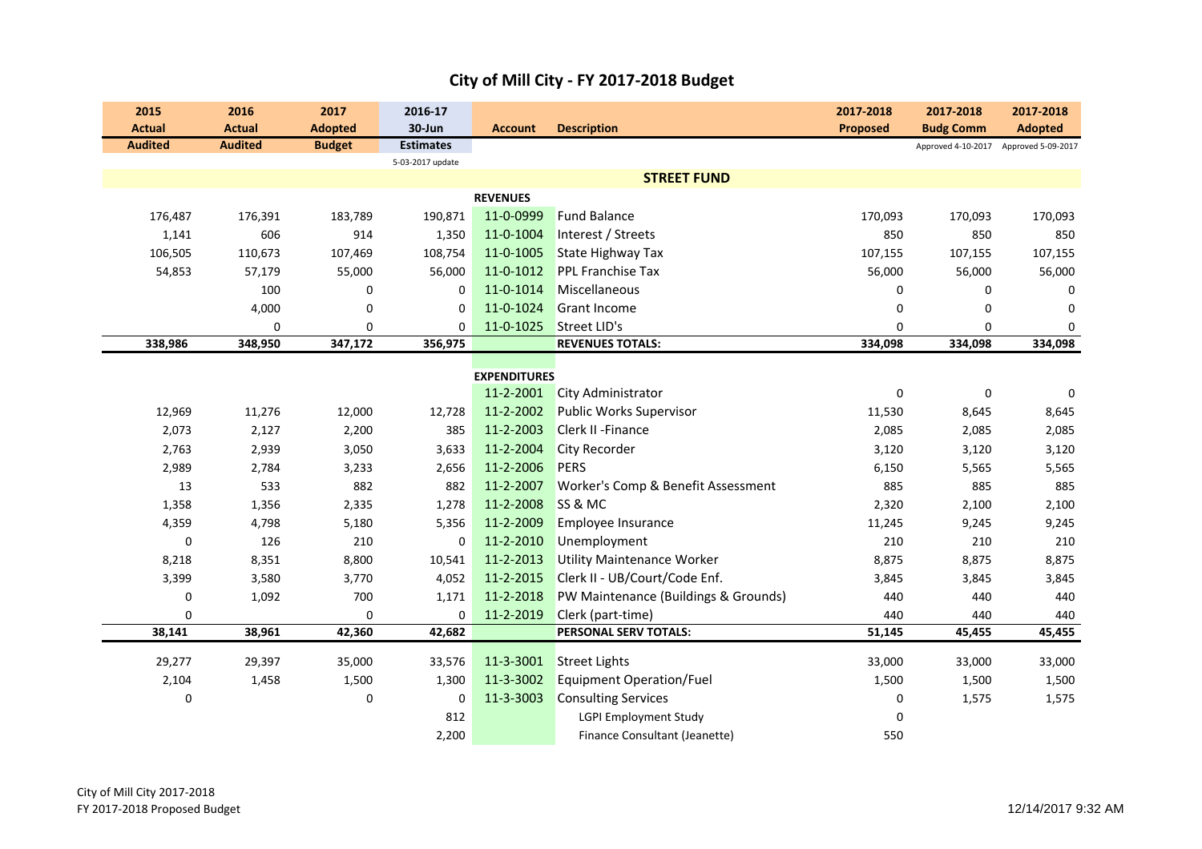# City of Mill City - FY 2017-2018 Budget

| 2015 Actual Audited | 2016 Actual Audited | 2017 Adopted Budget | 2016-17 30-Jun Estimates 5-03-2017 update | Account | Description | 2017-2018 Proposed | 2017-2018 Budg Comm Approved 4-10-2017 | 2017-2018 Adopted Approved 5-09-2017 |
|---|---|---|---|---|---|---|---|---|
| | | | | | **STREET FUND** | | | |
| | | | | **REVENUES** | | | | |
| 176,487 | 176,391 | 183,789 | 190,871 | 11-0-0999 | Fund Balance | 170,093 | 170,093 | 170,093 |
| 1,141 | 606 | 914 | 1,350 | 11-0-1004 | Interest / Streets | 850 | 850 | 850 |
| 106,505 | 110,673 | 107,469 | 108,754 | 11-0-1005 | State Highway Tax | 107,155 | 107,155 | 107,155 |
| 54,853 | 57,179 | 55,000 | 56,000 | 11-0-1012 | PPL Franchise Tax | 56,000 | 56,000 | 56,000 |
| | 100 | 0 | 0 | 11-0-1014 | Miscellaneous | 0 | 0 | 0 |
| | 4,000 | 0 | 0 | 11-0-1024 | Grant Income | 0 | 0 | 0 |
| | 0 | 0 | 0 | 11-0-1025 | Street LID's | 0 | 0 | 0 |
| **338,986** | **348,950** | **347,172** | **356,975** | | **REVENUES TOTALS:** | **334,098** | **334,098** | **334,098** |
| | | | | **EXPENDITURES** | | | | |
| | | | | 11-2-2001 | City Administrator | 0 | 0 | 0 |
| 12,969 | 11,276 | 12,000 | 12,728 | 11-2-2002 | Public Works Supervisor | 11,530 | 8,645 | 8,645 |
| 2,073 | 2,127 | 2,200 | 385 | 11-2-2003 | Clerk II -Finance | 2,085 | 2,085 | 2,085 |
| 2,763 | 2,939 | 3,050 | 3,633 | 11-2-2004 | City Recorder | 3,120 | 3,120 | 3,120 |
| 2,989 | 2,784 | 3,233 | 2,656 | 11-2-2006 | PERS | 6,150 | 5,565 | 5,565 |
| 13 | 533 | 882 | 882 | 11-2-2007 | Worker's Comp & Benefit Assessment | 885 | 885 | 885 |
| 1,358 | 1,356 | 2,335 | 1,278 | 11-2-2008 | SS & MC | 2,320 | 2,100 | 2,100 |
| 4,359 | 4,798 | 5,180 | 5,356 | 11-2-2009 | Employee Insurance | 11,245 | 9,245 | 9,245 |
| 0 | 126 | 210 | 0 | 11-2-2010 | Unemployment | 210 | 210 | 210 |
| 8,218 | 8,351 | 8,800 | 10,541 | 11-2-2013 | Utility Maintenance Worker | 8,875 | 8,875 | 8,875 |
| 3,399 | 3,580 | 3,770 | 4,052 | 11-2-2015 | Clerk II - UB/Court/Code Enf. | 3,845 | 3,845 | 3,845 |
| 0 | 1,092 | 700 | 1,171 | 11-2-2018 | PW Maintenance (Buildings & Grounds) | 440 | 440 | 440 |
| 0 | | 0 | 0 | 11-2-2019 | Clerk (part-time) | 440 | 440 | 440 |
| **38,141** | **38,961** | **42,360** | **42,682** | | **PERSONAL SERV TOTALS:** | **51,145** | **45,455** | **45,455** |
| 29,277 | 29,397 | 35,000 | 33,576 | 11-3-3001 | Street Lights | 33,000 | 33,000 | 33,000 |
| 2,104 | 1,458 | 1,500 | 1,300 | 11-3-3002 | Equipment Operation/Fuel | 1,500 | 1,500 | 1,500 |
| 0 | | 0 | 0 | 11-3-3003 | Consulting Services | 0 | 1,575 | 1,575 |
| | | | 812 | | LGPI Employment Study | 0 | | |
| | | | 2,200 | | Finance Consultant (Jeanette) | 550 | | |

City of Mill City 2017-2018
FY 2017-2018 Proposed Budget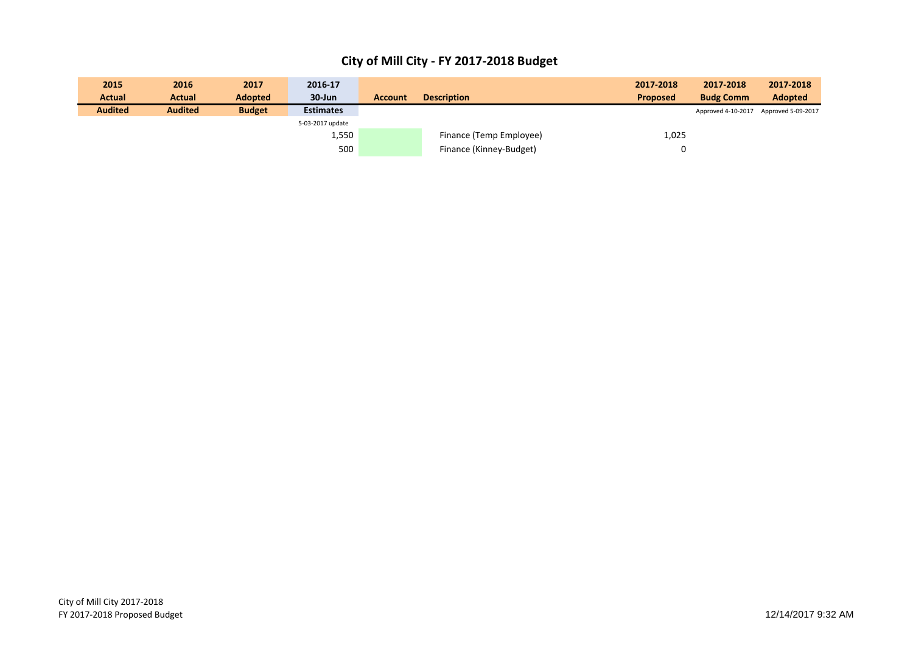# City of Mill City - FY 2017-2018 Budget

| 2015 Actual | 2016 Actual | 2017 Adopted | 2016-17 30-Jun | Account | Description | 2017-2018 Proposed | 2017-2018 Budg Comm | 2017-2018 Adopted |
|---|---|---|---|---|---|---|---|---|
| Audited | Audited | Budget | Estimates | | | | Approved 4-10-2017 | Approved 5-09-2017 |
| | | | 5-03-2017 update | | | | | |
| | | | 1,550 | | Finance (Temp Employee) | 1,025 | | |
| | | | 500 | | Finance (Kinney-Budget) | 0 | | |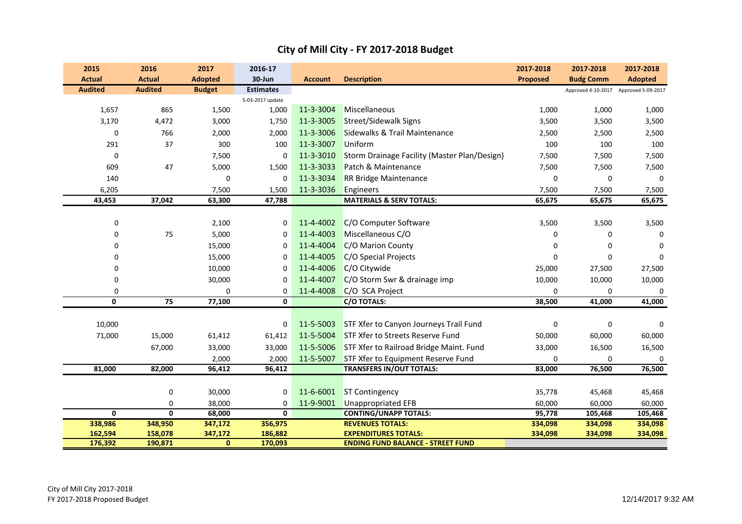# City of Mill City - FY 2017-2018 Budget

| 2015 Actual Audited | 2016 Actual Audited | 2017 Adopted Budget | 2016-17 30-Jun Estimates | Account | Description | 2017-2018 Proposed | 2017-2018 Budg Comm | 2017-2018 Adopted |
|---|---|---|---|---|---|---|---|---|
| | | | 5-03-2017 update | | | | Approved 4-10-2017 | Approved 5-09-2017 |
| 1,657 | 865 | 1,500 | 1,000 | 11-3-3004 | Miscellaneous | 1,000 | 1,000 | 1,000 |
| 3,170 | 4,472 | 3,000 | 1,750 | 11-3-3005 | Street/Sidewalk Signs | 3,500 | 3,500 | 3,500 |
| 0 | 766 | 2,000 | 2,000 | 11-3-3006 | Sidewalks & Trail Maintenance | 2,500 | 2,500 | 2,500 |
| 291 | 37 | 300 | 100 | 11-3-3007 | Uniform | 100 | 100 | 100 |
| 0 | | 7,500 | 0 | 11-3-3010 | Storm Drainage Facility (Master Plan/Design) | 7,500 | 7,500 | 7,500 |
| 609 | 47 | 5,000 | 1,500 | 11-3-3033 | Patch & Maintenance | 7,500 | 7,500 | 7,500 |
| 140 | | 0 | 0 | 11-3-3034 | RR Bridge Maintenance | 0 | 0 | 0 |
| 6,205 | | 7,500 | 1,500 | 11-3-3036 | Engineers | 7,500 | 7,500 | 7,500 |
| **43,453** | **37,042** | **63,300** | **47,788** | | **MATERIALS & SERV TOTALS:** | **65,675** | **65,675** | **65,675** |
| 0 | | 2,100 | 0 | 11-4-4002 | C/O Computer Software | 3,500 | 3,500 | 3,500 |
| 0 | 75 | 5,000 | 0 | 11-4-4003 | Miscellaneous C/O | 0 | 0 | 0 |
| 0 | | 15,000 | 0 | 11-4-4004 | C/O Marion County | 0 | 0 | 0 |
| 0 | | 15,000 | 0 | 11-4-4005 | C/O Special Projects | 0 | 0 | 0 |
| 0 | | 10,000 | 0 | 11-4-4006 | C/O Citywide | 25,000 | 27,500 | 27,500 |
| 0 | | 30,000 | 0 | 11-4-4007 | C/O Storm Swr & drainage imp | 10,000 | 10,000 | 10,000 |
| 0 | | 0 | 0 | 11-4-4008 | C/O SCA Project | 0 | 0 | 0 |
| **0** | **75** | **77,100** | **0** | | **C/O TOTALS:** | **38,500** | **41,000** | **41,000** |
| 10,000 | | | 0 | 11-5-5003 | STF Xfer to Canyon Journeys Trail Fund | 0 | 0 | 0 |
| 71,000 | 15,000 | 61,412 | 61,412 | 11-5-5004 | STF Xfer to Streets Reserve Fund | 50,000 | 60,000 | 60,000 |
| | 67,000 | 33,000 | 33,000 | 11-5-5006 | STF Xfer to Railroad Bridge Maint. Fund | 33,000 | 16,500 | 16,500 |
| | | 2,000 | 2,000 | 11-5-5007 | STF Xfer to Equipment Reserve Fund | 0 | 0 | 0 |
| **81,000** | **82,000** | **96,412** | **96,412** | | **TRANSFERS IN/OUT TOTALS:** | **83,000** | **76,500** | **76,500** |
| | 0 | 30,000 | 0 | 11-6-6001 | ST Contingency | 35,778 | 45,468 | 45,468 |
| | 0 | 38,000 | 0 | 11-9-9001 | Unappropriated EFB | 60,000 | 60,000 | 60,000 |
| **0** | **0** | **68,000** | **0** | | **CONTING/UNAPP TOTALS:** | **95,778** | **105,468** | **105,468** |
| **338,986** | **348,950** | **347,172** | **356,975** | | **REVENUES TOTALS:** | **334,098** | **334,098** | **334,098** |
| **162,594** | **158,078** | **347,172** | **186,882** | | **EXPENDITURES TOTALS:** | **334,098** | **334,098** | **334,098** |
| **176,392** | **190,871** | **0** | **170,093** | | **ENDING FUND BALANCE - STREET FUND** | | | |

City of Mill City 2017-2018
FY 2017-2018 Proposed Budget

12/14/2017 9:32 AM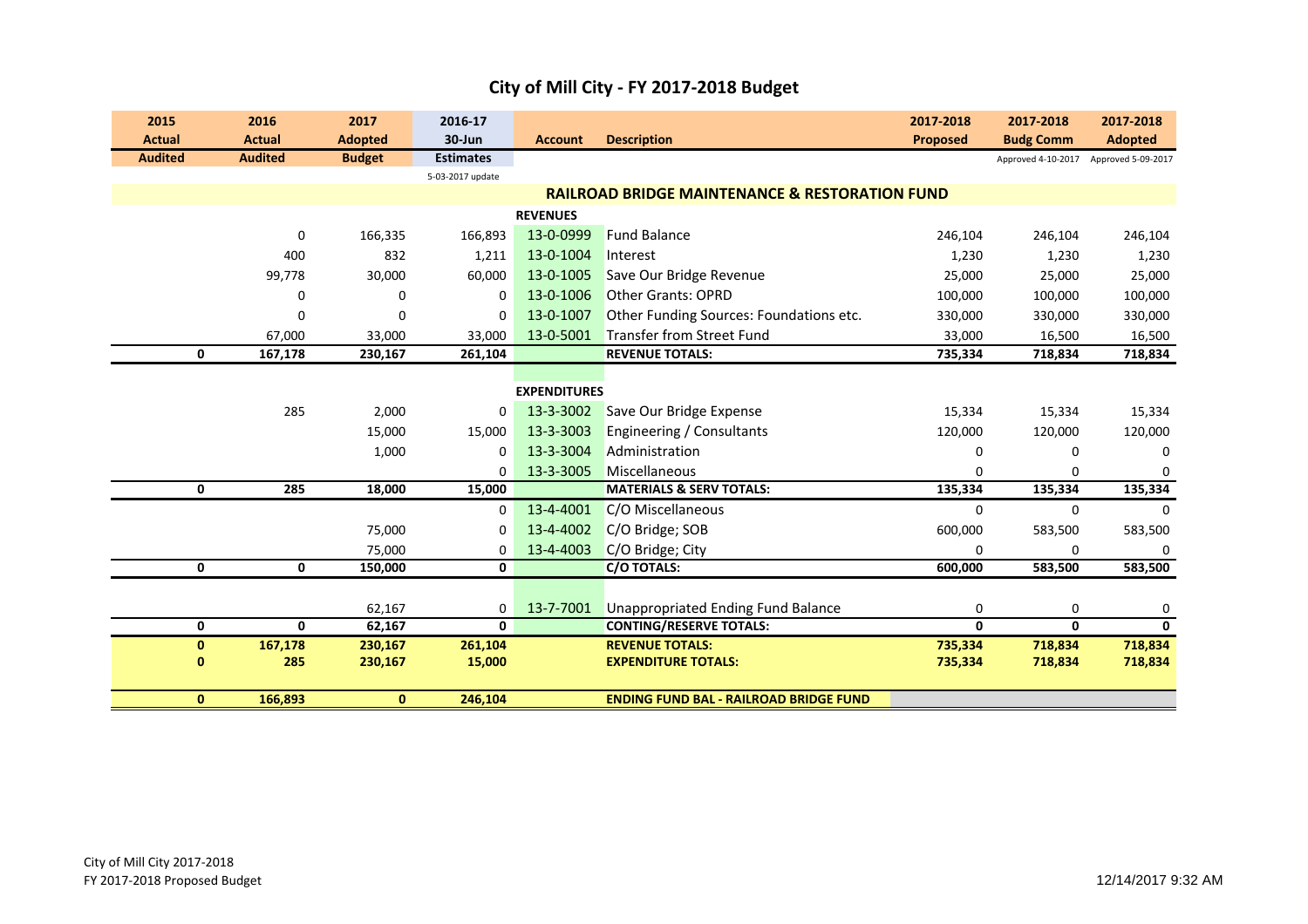# City of Mill City - FY 2017-2018 Budget

| 2015 Actual Audited | 2016 Actual Audited | 2017 Adopted Budget | 2016-17 30-Jun Estimates 5-03-2017 update | Account | Description | 2017-2018 Proposed | 2017-2018 Budg Comm Approved 4-10-2017 | 2017-2018 Adopted Approved 5-09-2017 |
|---|---|---|---|---|---|---|---|---|
| | | | | | **RAILROAD BRIDGE MAINTENANCE & RESTORATION FUND** | | | |
| | | | | **REVENUES** | | | | |
| | 0 | 166,335 | 166,893 | 13-0-0999 | Fund Balance | 246,104 | 246,104 | 246,104 |
| | 400 | 832 | 1,211 | 13-0-1004 | Interest | 1,230 | 1,230 | 1,230 |
| | 99,778 | 30,000 | 60,000 | 13-0-1005 | Save Our Bridge Revenue | 25,000 | 25,000 | 25,000 |
| | 0 | 0 | 0 | 13-0-1006 | Other Grants: OPRD | 100,000 | 100,000 | 100,000 |
| | 0 | 0 | 0 | 13-0-1007 | Other Funding Sources: Foundations etc. | 330,000 | 330,000 | 330,000 |
| | 67,000 | 33,000 | 33,000 | 13-0-5001 | Transfer from Street Fund | 33,000 | 16,500 | 16,500 |
| **0** | **167,178** | **230,167** | **261,104** | | **REVENUE TOTALS:** | **735,334** | **718,834** | **718,834** |
| | | | | **EXPENDITURES** | | | | |
| | 285 | 2,000 | 0 | 13-3-3002 | Save Our Bridge Expense | 15,334 | 15,334 | 15,334 |
| | | 15,000 | 15,000 | 13-3-3003 | Engineering / Consultants | 120,000 | 120,000 | 120,000 |
| | | 1,000 | 0 | 13-3-3004 | Administration | 0 | 0 | 0 |
| | | | 0 | 13-3-3005 | Miscellaneous | 0 | 0 | 0 |
| **0** | **285** | **18,000** | **15,000** | | **MATERIALS & SERV TOTALS:** | **135,334** | **135,334** | **135,334** |
| | | | 0 | 13-4-4001 | C/O Miscellaneous | 0 | 0 | 0 |
| | | 75,000 | 0 | 13-4-4002 | C/O Bridge; SOB | 600,000 | 583,500 | 583,500 |
| | | 75,000 | 0 | 13-4-4003 | C/O Bridge; City | 0 | 0 | 0 |
| **0** | **0** | **150,000** | **0** | | **C/O TOTALS:** | **600,000** | **583,500** | **583,500** |
| | | 62,167 | 0 | 13-7-7001 | Unappropriated Ending Fund Balance | 0 | 0 | 0 |
| **0** | **0** | **62,167** | **0** | | **CONTING/RESERVE TOTALS:** | **0** | **0** | **0** |
| **0** | **167,178** | **230,167** | **261,104** | | **REVENUE TOTALS:** | **735,334** | **718,834** | **718,834** |
| **0** | **285** | **230,167** | **15,000** | | **EXPENDITURE TOTALS:** | **735,334** | **718,834** | **718,834** |
| **0** | **166,893** | **0** | **246,104** | | **ENDING FUND BAL - RAILROAD BRIDGE FUND** | | | |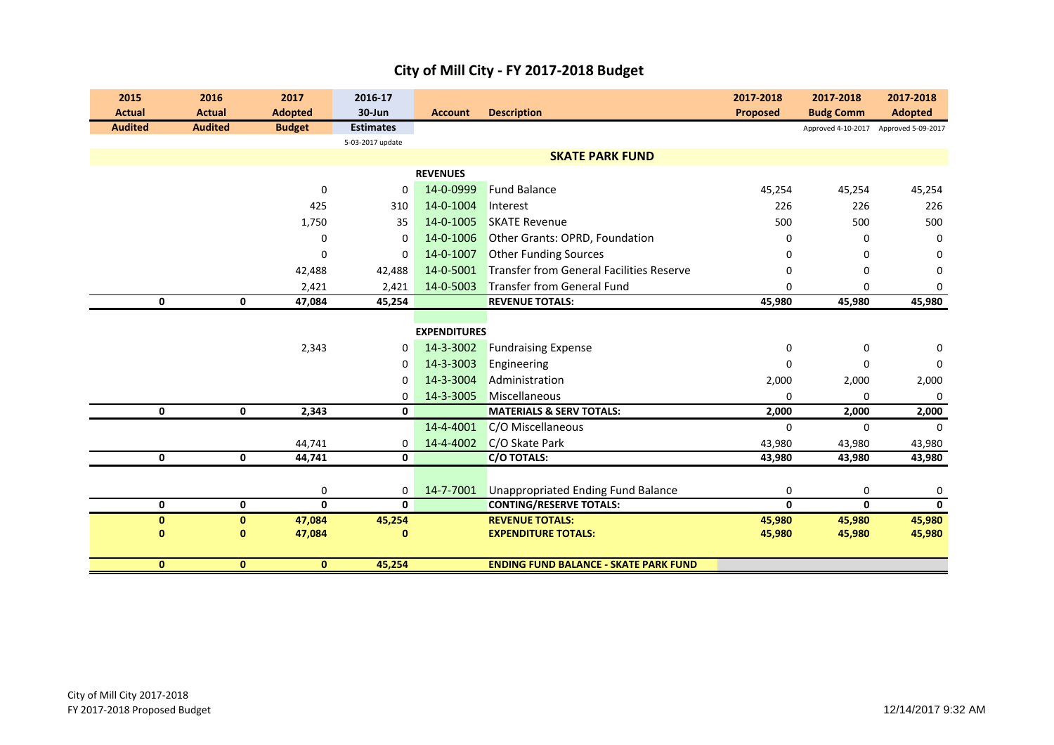# City of Mill City - FY 2017-2018 Budget

| 2015 Actual Audited | 2016 Actual Audited | 2017 Adopted Budget | 2016-17 30-Jun Estimates 5-03-2017 update | Account | Description | 2017-2018 Proposed | 2017-2018 Budg Comm Approved 4-10-2017 | 2017-2018 Adopted Approved 5-09-2017 |
|---|---|---|---|---|---|---|---|---|
| | | | | | **SKATE PARK FUND** | | | |
| | | | | **REVENUES** | | | | |
| | | 0 | 0 | 14-0-0999 | Fund Balance | 45,254 | 45,254 | 45,254 |
| | | 425 | 310 | 14-0-1004 | Interest | 226 | 226 | 226 |
| | | 1,750 | 35 | 14-0-1005 | SKATE Revenue | 500 | 500 | 500 |
| | | 0 | 0 | 14-0-1006 | Other Grants: OPRD, Foundation | 0 | 0 | 0 |
| | | 0 | 0 | 14-0-1007 | Other Funding Sources | 0 | 0 | 0 |
| | | 42,488 | 42,488 | 14-0-5001 | Transfer from General Facilities Reserve | 0 | 0 | 0 |
| | | 2,421 | 2,421 | 14-0-5003 | Transfer from General Fund | 0 | 0 | 0 |
| **0** | **0** | **47,084** | **45,254** | | **REVENUE TOTALS:** | **45,980** | **45,980** | **45,980** |
| | | | | **EXPENDITURES** | | | | |
| | | 2,343 | 0 | 14-3-3002 | Fundraising Expense | 0 | 0 | 0 |
| | | | 0 | 14-3-3003 | Engineering | 0 | 0 | 0 |
| | | | 0 | 14-3-3004 | Administration | 2,000 | 2,000 | 2,000 |
| | | | 0 | 14-3-3005 | Miscellaneous | 0 | 0 | 0 |
| **0** | **0** | **2,343** | **0** | | **MATERIALS & SERV TOTALS:** | **2,000** | **2,000** | **2,000** |
| | | | | 14-4-4001 | C/O Miscellaneous | 0 | 0 | 0 |
| | | 44,741 | 0 | 14-4-4002 | C/O Skate Park | 43,980 | 43,980 | 43,980 |
| **0** | **0** | **44,741** | **0** | | **C/O TOTALS:** | **43,980** | **43,980** | **43,980** |
| | | 0 | 0 | 14-7-7001 | Unappropriated Ending Fund Balance | 0 | 0 | 0 |
| **0** | **0** | **0** | **0** | | **CONTING/RESERVE TOTALS:** | **0** | **0** | **0** |
| **0** | **0** | **47,084** | **45,254** | | **REVENUE TOTALS:** | **45,980** | **45,980** | **45,980** |
| **0** | **0** | **47,084** | **0** | | **EXPENDITURE TOTALS:** | **45,980** | **45,980** | **45,980** |
| **0** | **0** | **0** | **45,254** | | **ENDING FUND BALANCE - SKATE PARK FUND** | | | |

City of Mill City 2017-2018
FY 2017-2018 Proposed Budget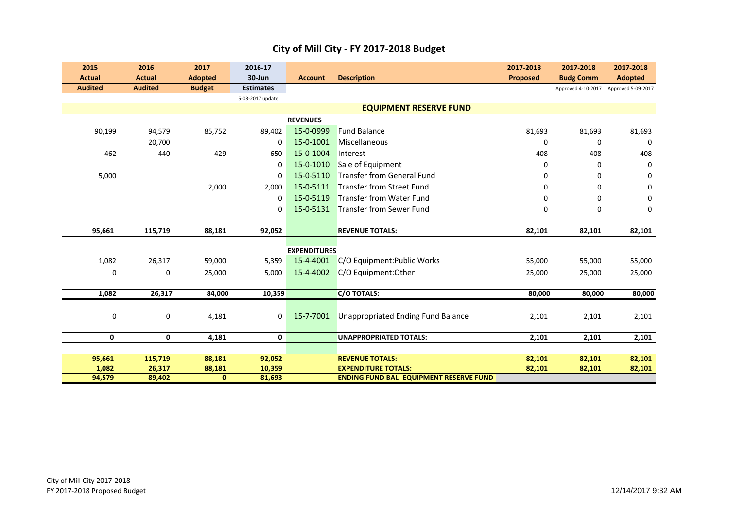# City of Mill City - FY 2017-2018 Budget

| 2015 Actual | 2016 Actual | 2017 Adopted | 2016-17 30-Jun | Account | Description | 2017-2018 Proposed | 2017-2018 Budg Comm | 2017-2018 Adopted |
|---|---|---|---|---|---|---|---|---|
| Audited | Audited | Budget | Estimates | | | | Approved 4-10-2017 | Approved 5-09-2017 |
| | | | 5-03-2017 update | | | | | |
| | | | | | **EQUIPMENT RESERVE FUND** | | | |
| | | | | **REVENUES** | | | | |
| 90,199 | 94,579 | 85,752 | 89,402 | 15-0-0999 | Fund Balance | 81,693 | 81,693 | 81,693 |
| | 20,700 | | 0 | 15-0-1001 | Miscellaneous | 0 | 0 | 0 |
| 462 | 440 | 429 | 650 | 15-0-1004 | Interest | 408 | 408 | 408 |
| | | | 0 | 15-0-1010 | Sale of Equipment | 0 | 0 | 0 |
| 5,000 | | | 0 | 15-0-5110 | Transfer from General Fund | 0 | 0 | 0 |
| | | 2,000 | 2,000 | 15-0-5111 | Transfer from Street Fund | 0 | 0 | 0 |
| | | | 0 | 15-0-5119 | Transfer from Water Fund | 0 | 0 | 0 |
| | | | 0 | 15-0-5131 | Transfer from Sewer Fund | 0 | 0 | 0 |
| **95,661** | **115,719** | **88,181** | **92,052** | | **REVENUE TOTALS:** | **82,101** | **82,101** | **82,101** |
| | | | | **EXPENDITURES** | | | | |
| 1,082 | 26,317 | 59,000 | 5,359 | 15-4-4001 | C/O Equipment:Public Works | 55,000 | 55,000 | 55,000 |
| 0 | 0 | 25,000 | 5,000 | 15-4-4002 | C/O Equipment:Other | 25,000 | 25,000 | 25,000 |
| **1,082** | **26,317** | **84,000** | **10,359** | | **C/O TOTALS:** | **80,000** | **80,000** | **80,000** |
| 0 | 0 | 4,181 | 0 | 15-7-7001 | Unappropriated Ending Fund Balance | 2,101 | 2,101 | 2,101 |
| **0** | **0** | **4,181** | **0** | | **UNAPPROPRIATED TOTALS:** | **2,101** | **2,101** | **2,101** |
| **95,661** | **115,719** | **88,181** | **92,052** | | **REVENUE TOTALS:** | **82,101** | **82,101** | **82,101** |
| **1,082** | **26,317** | **88,181** | **10,359** | | **EXPENDITURE TOTALS:** | **82,101** | **82,101** | **82,101** |
| **94,579** | **89,402** | **0** | **81,693** | | **ENDING FUND BAL- EQUIPMENT RESERVE FUND** | | | |

City of Mill City 2017-2018
FY 2017-2018 Proposed Budget

12/14/2017 9:32 AM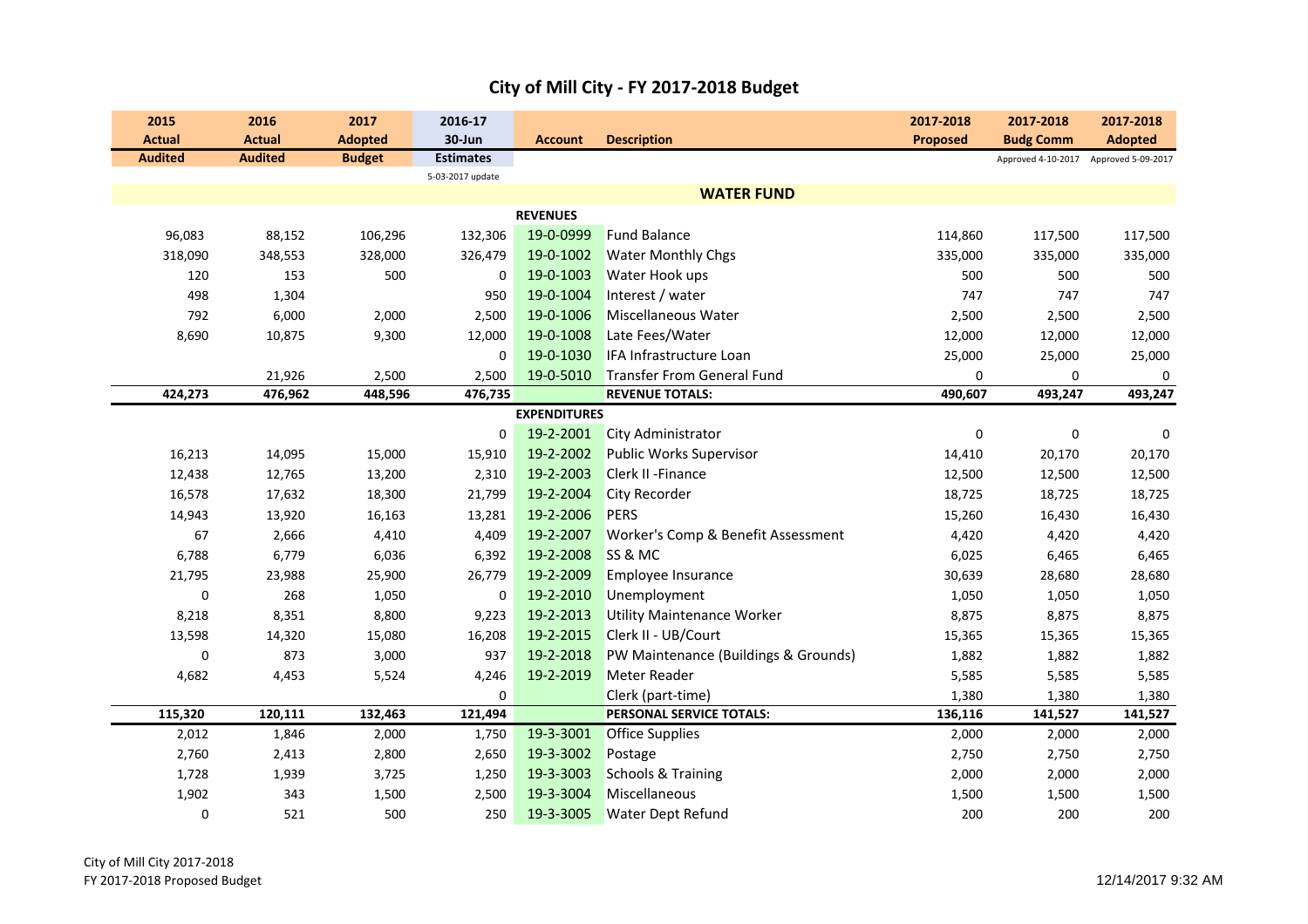# City of Mill City - FY 2017-2018 Budget

| 2015 Actual Audited | 2016 Actual Audited | 2017 Adopted Budget | 2016-17 30-Jun Estimates 5-03-2017 update | Account | Description | 2017-2018 Proposed | 2017-2018 Budg Comm Approved 4-10-2017 | 2017-2018 Adopted Approved 5-09-2017 |
|---|---|---|---|---|---|---|---|---|
| | | | | | **WATER FUND** | | | |
| | | | | **REVENUES** | | | | |
| 96,083 | 88,152 | 106,296 | 132,306 | 19-0-0999 | Fund Balance | 114,860 | 117,500 | 117,500 |
| 318,090 | 348,553 | 328,000 | 326,479 | 19-0-1002 | Water Monthly Chgs | 335,000 | 335,000 | 335,000 |
| 120 | 153 | 500 | 0 | 19-0-1003 | Water Hook ups | 500 | 500 | 500 |
| 498 | 1,304 | | 950 | 19-0-1004 | Interest / water | 747 | 747 | 747 |
| 792 | 6,000 | 2,000 | 2,500 | 19-0-1006 | Miscellaneous Water | 2,500 | 2,500 | 2,500 |
| 8,690 | 10,875 | 9,300 | 12,000 | 19-0-1008 | Late Fees/Water | 12,000 | 12,000 | 12,000 |
| | | | 0 | 19-0-1030 | IFA Infrastructure Loan | 25,000 | 25,000 | 25,000 |
| | 21,926 | 2,500 | 2,500 | 19-0-5010 | Transfer From General Fund | 0 | 0 | 0 |
| **424,273** | **476,962** | **448,596** | **476,735** | | **REVENUE TOTALS:** | **490,607** | **493,247** | **493,247** |
| | | | | **EXPENDITURES** | | | | |
| | | | 0 | 19-2-2001 | City Administrator | 0 | 0 | 0 |
| 16,213 | 14,095 | 15,000 | 15,910 | 19-2-2002 | Public Works Supervisor | 14,410 | 20,170 | 20,170 |
| 12,438 | 12,765 | 13,200 | 2,310 | 19-2-2003 | Clerk II -Finance | 12,500 | 12,500 | 12,500 |
| 16,578 | 17,632 | 18,300 | 21,799 | 19-2-2004 | City Recorder | 18,725 | 18,725 | 18,725 |
| 14,943 | 13,920 | 16,163 | 13,281 | 19-2-2006 | PERS | 15,260 | 16,430 | 16,430 |
| 67 | 2,666 | 4,410 | 4,409 | 19-2-2007 | Worker's Comp & Benefit Assessment | 4,420 | 4,420 | 4,420 |
| 6,788 | 6,779 | 6,036 | 6,392 | 19-2-2008 | SS & MC | 6,025 | 6,465 | 6,465 |
| 21,795 | 23,988 | 25,900 | 26,779 | 19-2-2009 | Employee Insurance | 30,639 | 28,680 | 28,680 |
| 0 | 268 | 1,050 | 0 | 19-2-2010 | Unemployment | 1,050 | 1,050 | 1,050 |
| 8,218 | 8,351 | 8,800 | 9,223 | 19-2-2013 | Utility Maintenance Worker | 8,875 | 8,875 | 8,875 |
| 13,598 | 14,320 | 15,080 | 16,208 | 19-2-2015 | Clerk II - UB/Court | 15,365 | 15,365 | 15,365 |
| 0 | 873 | 3,000 | 937 | 19-2-2018 | PW Maintenance (Buildings & Grounds) | 1,882 | 1,882 | 1,882 |
| 4,682 | 4,453 | 5,524 | 4,246 | 19-2-2019 | Meter Reader | 5,585 | 5,585 | 5,585 |
| | | | 0 | | Clerk (part-time) | 1,380 | 1,380 | 1,380 |
| **115,320** | **120,111** | **132,463** | **121,494** | | **PERSONAL SERVICE TOTALS:** | **136,116** | **141,527** | **141,527** |
| 2,012 | 1,846 | 2,000 | 1,750 | 19-3-3001 | Office Supplies | 2,000 | 2,000 | 2,000 |
| 2,760 | 2,413 | 2,800 | 2,650 | 19-3-3002 | Postage | 2,750 | 2,750 | 2,750 |
| 1,728 | 1,939 | 3,725 | 1,250 | 19-3-3003 | Schools & Training | 2,000 | 2,000 | 2,000 |
| 1,902 | 343 | 1,500 | 2,500 | 19-3-3004 | Miscellaneous | 1,500 | 1,500 | 1,500 |
| 0 | 521 | 500 | 250 | 19-3-3005 | Water Dept Refund | 200 | 200 | 200 |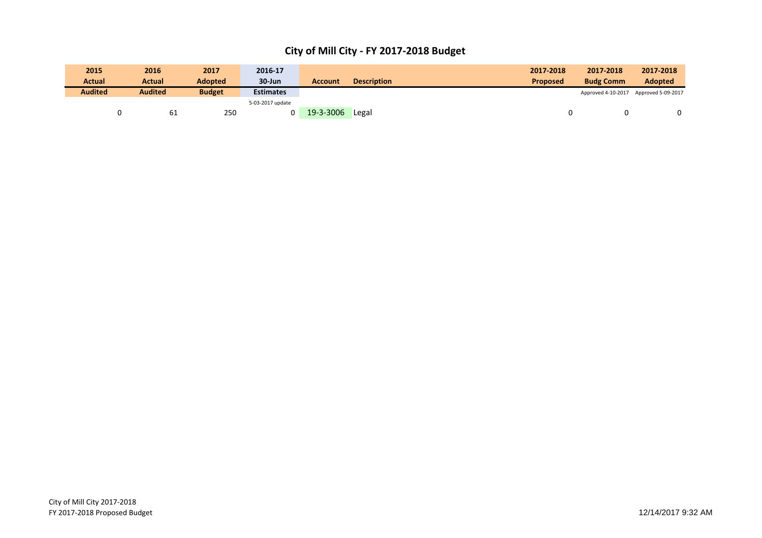# City of Mill City - FY 2017-2018 Budget

| 2015 Actual | 2016 Actual | 2017 Adopted | 2016-17 30-Jun | Account | Description | 2017-2018 Proposed | 2017-2018 Budg Comm | 2017-2018 Adopted |
|---|---|---|---|---|---|---|---|---|
| Audited | Audited | Budget | Estimates | | | | Approved 4-10-2017 | Approved 5-09-2017 |
| | | | 5-03-2017 update | | | | | |
| 0 | 61 | 250 | 0 | 19-3-3006 | Legal | 0 | 0 | 0 |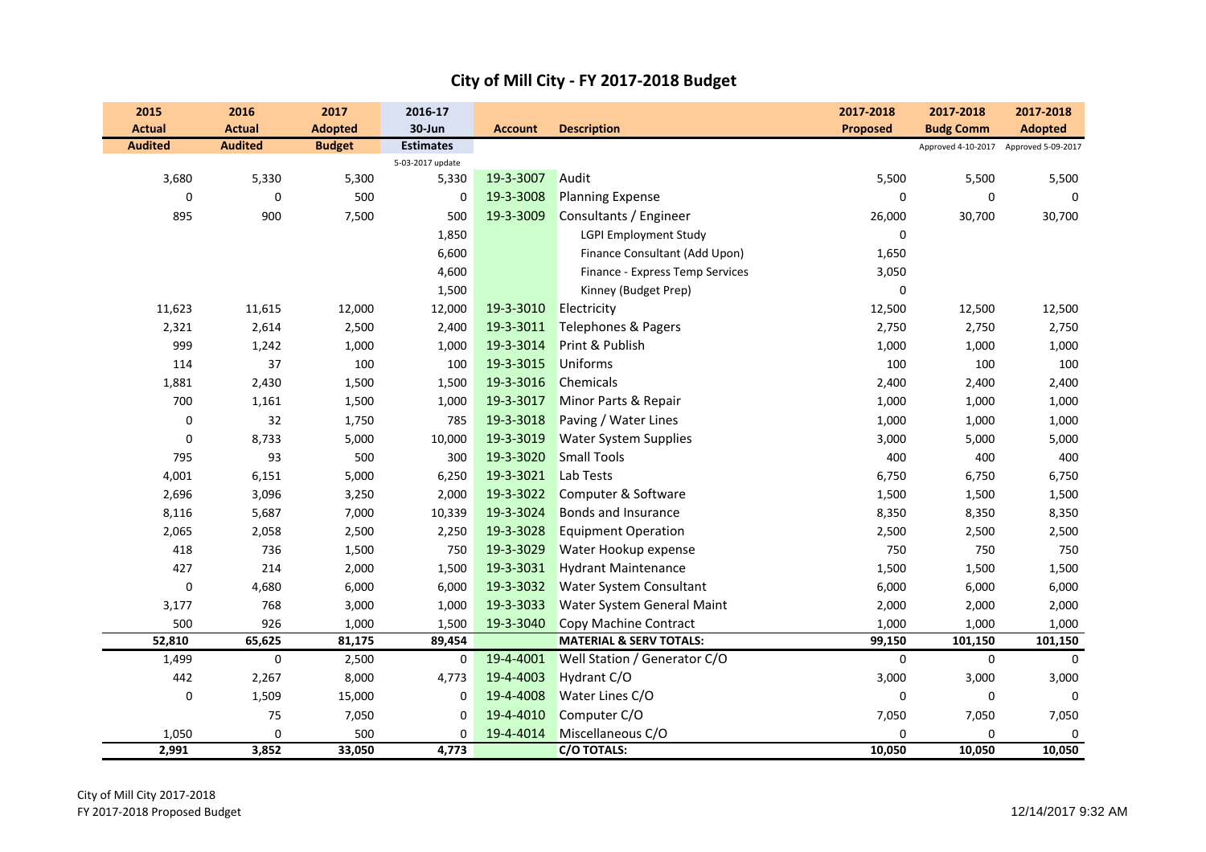# City of Mill City - FY 2017-2018 Budget

| 2015 Actual Audited | 2016 Actual Audited | 2017 Adopted Budget | 2016-17 30-Jun Estimates 5-03-2017 update | Account | Description | 2017-2018 Proposed | 2017-2018 Budg Comm Approved 4-10-2017 | 2017-2018 Adopted Approved 5-09-2017 |
|---|---|---|---|---|---|---|---|---|
| 3,680 | 5,330 | 5,300 | 5,330 | 19-3-3007 | Audit | 5,500 | 5,500 | 5,500 |
| 0 | 0 | 500 | 0 | 19-3-3008 | Planning Expense | 0 | 0 | 0 |
| 895 | 900 | 7,500 | 500 | 19-3-3009 | Consultants / Engineer | 26,000 | 30,700 | 30,700 |
| | | | 1,850 | | LGPI Employment Study | 0 | | |
| | | | 6,600 | | Finance Consultant (Add Upon) | 1,650 | | |
| | | | 4,600 | | Finance - Express Temp Services | 3,050 | | |
| | | | 1,500 | | Kinney (Budget Prep) | 0 | | |
| 11,623 | 11,615 | 12,000 | 12,000 | 19-3-3010 | Electricity | 12,500 | 12,500 | 12,500 |
| 2,321 | 2,614 | 2,500 | 2,400 | 19-3-3011 | Telephones & Pagers | 2,750 | 2,750 | 2,750 |
| 999 | 1,242 | 1,000 | 1,000 | 19-3-3014 | Print & Publish | 1,000 | 1,000 | 1,000 |
| 114 | 37 | 100 | 100 | 19-3-3015 | Uniforms | 100 | 100 | 100 |
| 1,881 | 2,430 | 1,500 | 1,500 | 19-3-3016 | Chemicals | 2,400 | 2,400 | 2,400 |
| 700 | 1,161 | 1,500 | 1,000 | 19-3-3017 | Minor Parts & Repair | 1,000 | 1,000 | 1,000 |
| 0 | 32 | 1,750 | 785 | 19-3-3018 | Paving / Water Lines | 1,000 | 1,000 | 1,000 |
| 0 | 8,733 | 5,000 | 10,000 | 19-3-3019 | Water System Supplies | 3,000 | 5,000 | 5,000 |
| 795 | 93 | 500 | 300 | 19-3-3020 | Small Tools | 400 | 400 | 400 |
| 4,001 | 6,151 | 5,000 | 6,250 | 19-3-3021 | Lab Tests | 6,750 | 6,750 | 6,750 |
| 2,696 | 3,096 | 3,250 | 2,000 | 19-3-3022 | Computer & Software | 1,500 | 1,500 | 1,500 |
| 8,116 | 5,687 | 7,000 | 10,339 | 19-3-3024 | Bonds and Insurance | 8,350 | 8,350 | 8,350 |
| 2,065 | 2,058 | 2,500 | 2,250 | 19-3-3028 | Equipment Operation | 2,500 | 2,500 | 2,500 |
| 418 | 736 | 1,500 | 750 | 19-3-3029 | Water Hookup expense | 750 | 750 | 750 |
| 427 | 214 | 2,000 | 1,500 | 19-3-3031 | Hydrant Maintenance | 1,500 | 1,500 | 1,500 |
| 0 | 4,680 | 6,000 | 6,000 | 19-3-3032 | Water System Consultant | 6,000 | 6,000 | 6,000 |
| 3,177 | 768 | 3,000 | 1,000 | 19-3-3033 | Water System General Maint | 2,000 | 2,000 | 2,000 |
| 500 | 926 | 1,000 | 1,500 | 19-3-3040 | Copy Machine Contract | 1,000 | 1,000 | 1,000 |
| **52,810** | **65,625** | **81,175** | **89,454** | | **MATERIAL & SERV TOTALS:** | **99,150** | **101,150** | **101,150** |
| 1,499 | 0 | 2,500 | 0 | 19-4-4001 | Well Station / Generator C/O | 0 | 0 | 0 |
| 442 | 2,267 | 8,000 | 4,773 | 19-4-4003 | Hydrant C/O | 3,000 | 3,000 | 3,000 |
| 0 | 1,509 | 15,000 | 0 | 19-4-4008 | Water Lines C/O | 0 | 0 | 0 |
| | 75 | 7,050 | 0 | 19-4-4010 | Computer C/O | 7,050 | 7,050 | 7,050 |
| 1,050 | 0 | 500 | 0 | 19-4-4014 | Miscellaneous C/O | 0 | 0 | 0 |
| **2,991** | **3,852** | **33,050** | **4,773** | | **C/O TOTALS:** | **10,050** | **10,050** | **10,050** |

City of Mill City 2017-2018
FY 2017-2018 Proposed Budget

12/14/2017 9:32 AM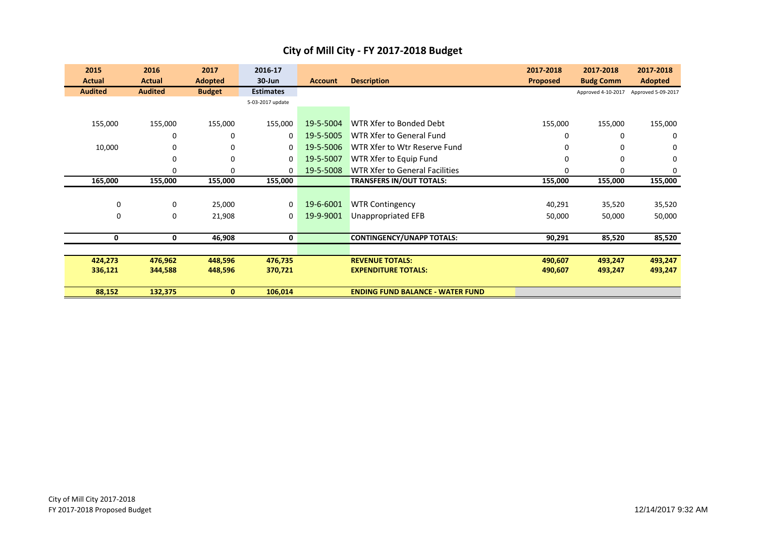# City of Mill City - FY 2017-2018 Budget

| 2015 Actual Audited | 2016 Actual Audited | 2017 Adopted Budget | 2016-17 30-Jun Estimates 5-03-2017 update | Account | Description | 2017-2018 Proposed | 2017-2018 Budg Comm Approved 4-10-2017 | 2017-2018 Adopted Approved 5-09-2017 |
|---|---|---|---|---|---|---|---|---|
| 155,000 | 155,000 | 155,000 | 155,000 | 19-5-5004 | WTR Xfer to Bonded Debt | 155,000 | 155,000 | 155,000 |
| | 0 | 0 | 0 | 19-5-5005 | WTR Xfer to General Fund | 0 | 0 | 0 |
| 10,000 | 0 | 0 | 0 | 19-5-5006 | WTR Xfer to Wtr Reserve Fund | 0 | 0 | 0 |
| | 0 | 0 | 0 | 19-5-5007 | WTR Xfer to Equip Fund | 0 | 0 | 0 |
| | 0 | 0 | 0 | 19-5-5008 | WTR Xfer to General Facilities | 0 | 0 | 0 |
| **165,000** | **155,000** | **155,000** | **155,000** | | **TRANSFERS IN/OUT TOTALS:** | **155,000** | **155,000** | **155,000** |
| 0 | 0 | 25,000 | 0 | 19-6-6001 | WTR Contingency | 40,291 | 35,520 | 35,520 |
| 0 | 0 | 21,908 | 0 | 19-9-9001 | Unappropriated EFB | 50,000 | 50,000 | 50,000 |
| **0** | **0** | **46,908** | **0** | | **CONTINGENCY/UNAPP TOTALS:** | **90,291** | **85,520** | **85,520** |
| **424,273** | **476,962** | **448,596** | **476,735** | | **REVENUE TOTALS:** | **490,607** | **493,247** | **493,247** |
| **336,121** | **344,588** | **448,596** | **370,721** | | **EXPENDITURE TOTALS:** | **490,607** | **493,247** | **493,247** |
| **88,152** | **132,375** | **0** | **106,014** | | **ENDING FUND BALANCE - WATER FUND** | | | |

City of Mill City 2017-2018
FY 2017-2018 Proposed Budget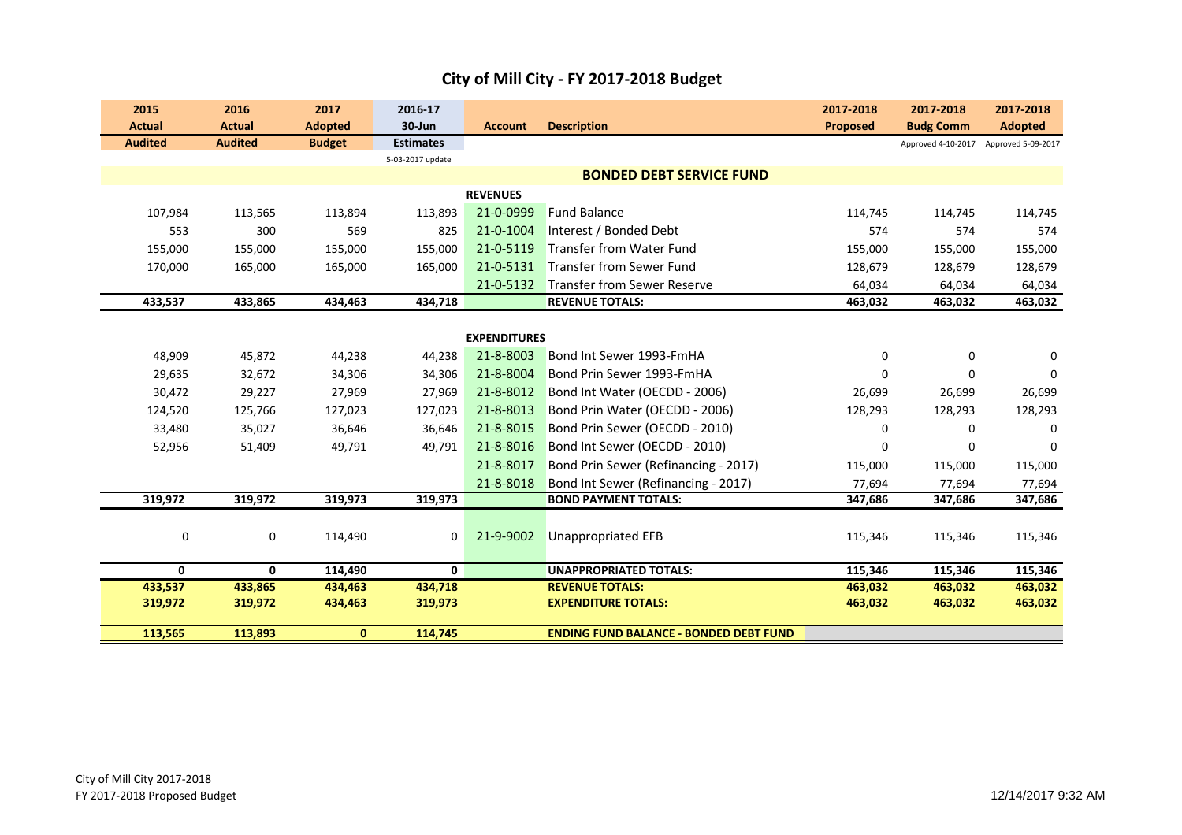# City of Mill City - FY 2017-2018 Budget

| 2015 Actual | 2016 Actual | 2017 Adopted | 2016-17 30-Jun | Account | Description | 2017-2018 Proposed | 2017-2018 Budg Comm | 2017-2018 Adopted |
|---|---|---|---|---|---|---|---|---|
| Audited | Audited | Budget | Estimates | | | | Approved 4-10-2017 | Approved 5-09-2017 |
| | | | 5-03-2017 update | | | | | |
| | | | | | **BONDED DEBT SERVICE FUND** | | | |
| | | | | **REVENUES** | | | | |
| 107,984 | 113,565 | 113,894 | 113,893 | 21-0-0999 | Fund Balance | 114,745 | 114,745 | 114,745 |
| 553 | 300 | 569 | 825 | 21-0-1004 | Interest / Bonded Debt | 574 | 574 | 574 |
| 155,000 | 155,000 | 155,000 | 155,000 | 21-0-5119 | Transfer from Water Fund | 155,000 | 155,000 | 155,000 |
| 170,000 | 165,000 | 165,000 | 165,000 | 21-0-5131 | Transfer from Sewer Fund | 128,679 | 128,679 | 128,679 |
| | | | | 21-0-5132 | Transfer from Sewer Reserve | 64,034 | 64,034 | 64,034 |
| **433,537** | **433,865** | **434,463** | **434,718** | | **REVENUE TOTALS:** | **463,032** | **463,032** | **463,032** |
| | | | | **EXPENDITURES** | | | | |
| 48,909 | 45,872 | 44,238 | 44,238 | 21-8-8003 | Bond Int Sewer 1993-FmHA | 0 | 0 | 0 |
| 29,635 | 32,672 | 34,306 | 34,306 | 21-8-8004 | Bond Prin Sewer 1993-FmHA | 0 | 0 | 0 |
| 30,472 | 29,227 | 27,969 | 27,969 | 21-8-8012 | Bond Int Water (OECDD - 2006) | 26,699 | 26,699 | 26,699 |
| 124,520 | 125,766 | 127,023 | 127,023 | 21-8-8013 | Bond Prin Water (OECDD - 2006) | 128,293 | 128,293 | 128,293 |
| 33,480 | 35,027 | 36,646 | 36,646 | 21-8-8015 | Bond Prin Sewer (OECDD - 2010) | 0 | 0 | 0 |
| 52,956 | 51,409 | 49,791 | 49,791 | 21-8-8016 | Bond Int Sewer (OECDD - 2010) | 0 | 0 | 0 |
| | | | | 21-8-8017 | Bond Prin Sewer (Refinancing - 2017) | 115,000 | 115,000 | 115,000 |
| | | | | 21-8-8018 | Bond Int Sewer (Refinancing - 2017) | 77,694 | 77,694 | 77,694 |
| **319,972** | **319,972** | **319,973** | **319,973** | | **BOND PAYMENT TOTALS:** | **347,686** | **347,686** | **347,686** |
| 0 | 0 | 114,490 | 0 | 21-9-9002 | Unappropriated EFB | 115,346 | 115,346 | 115,346 |
| **0** | **0** | **114,490** | **0** | | **UNAPPROPRIATED TOTALS:** | **115,346** | **115,346** | **115,346** |
| **433,537** | **433,865** | **434,463** | **434,718** | | **REVENUE TOTALS:** | **463,032** | **463,032** | **463,032** |
| **319,972** | **319,972** | **434,463** | **319,973** | | **EXPENDITURE TOTALS:** | **463,032** | **463,032** | **463,032** |
| **113,565** | **113,893** | **0** | **114,745** | | **ENDING FUND BALANCE - BONDED DEBT FUND** | | | |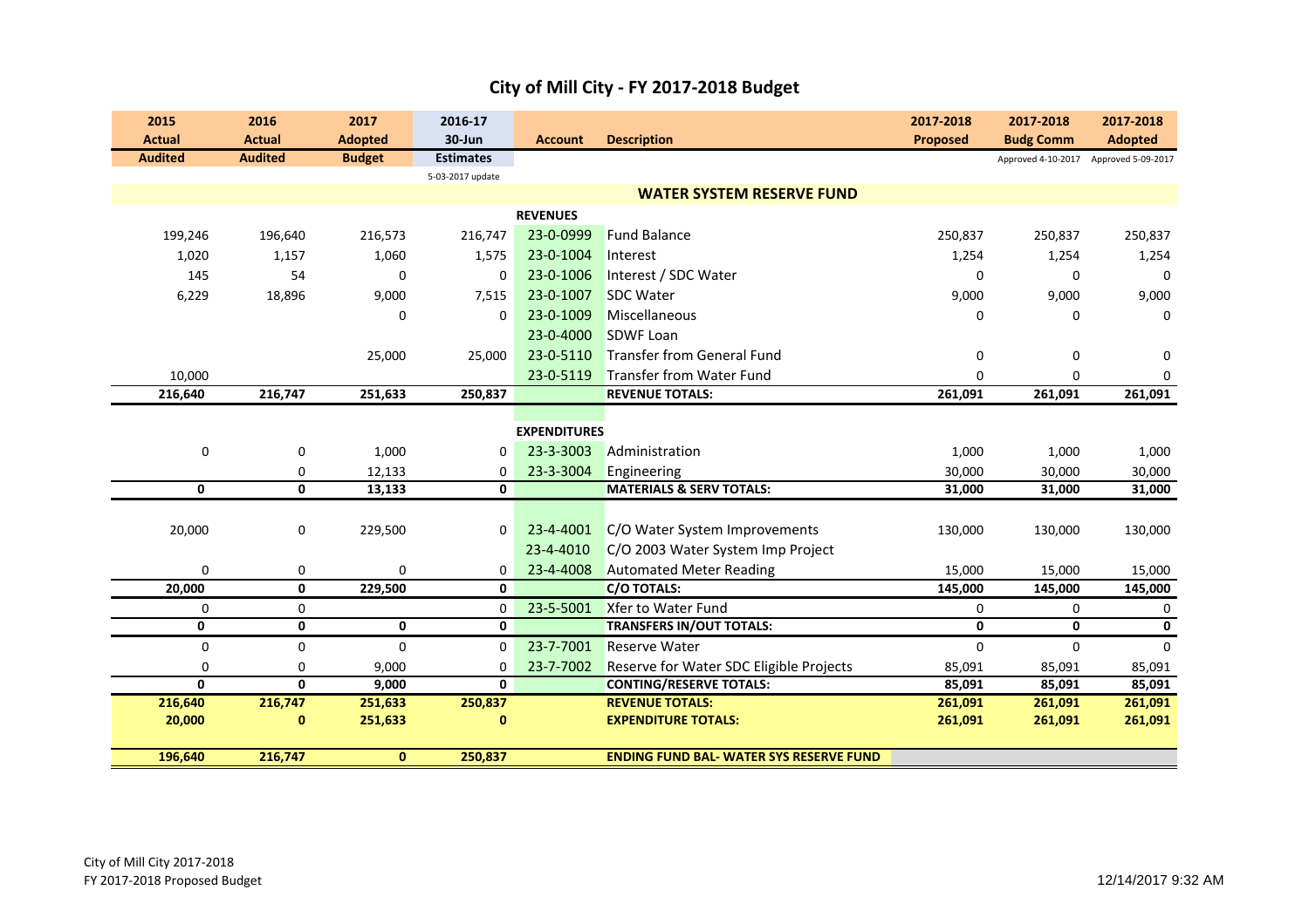# City of Mill City - FY 2017-2018 Budget

| 2015 Actual Audited | 2016 Actual Audited | 2017 Adopted Budget | 2016-17 30-Jun Estimates 5-03-2017 update | Account | Description | 2017-2018 Proposed | 2017-2018 Budg Comm Approved 4-10-2017 | 2017-2018 Adopted Approved 5-09-2017 |
|---|---|---|---|---|---|---|---|---|
| | | | | | **WATER SYSTEM RESERVE FUND** | | | |
| | | | | **REVENUES** | | | | |
| 199,246 | 196,640 | 216,573 | 216,747 | 23-0-0999 | Fund Balance | 250,837 | 250,837 | 250,837 |
| 1,020 | 1,157 | 1,060 | 1,575 | 23-0-1004 | Interest | 1,254 | 1,254 | 1,254 |
| 145 | 54 | 0 | 0 | 23-0-1006 | Interest / SDC Water | 0 | 0 | 0 |
| 6,229 | 18,896 | 9,000 | 7,515 | 23-0-1007 | SDC Water | 9,000 | 9,000 | 9,000 |
| | | 0 | 0 | 23-0-1009 | Miscellaneous | 0 | 0 | 0 |
| | | | | 23-0-4000 | SDWF Loan | | | |
| | | 25,000 | 25,000 | 23-0-5110 | Transfer from General Fund | 0 | 0 | 0 |
| 10,000 | | | | 23-0-5119 | Transfer from Water Fund | 0 | 0 | 0 |
| **216,640** | **216,747** | **251,633** | **250,837** | | **REVENUE TOTALS:** | **261,091** | **261,091** | **261,091** |
| | | | | **EXPENDITURES** | | | | |
| 0 | 0 | 1,000 | 0 | 23-3-3003 | Administration | 1,000 | 1,000 | 1,000 |
| | 0 | 12,133 | 0 | 23-3-3004 | Engineering | 30,000 | 30,000 | 30,000 |
| **0** | **0** | **13,133** | **0** | | **MATERIALS & SERV TOTALS:** | **31,000** | **31,000** | **31,000** |
| 20,000 | 0 | 229,500 | 0 | 23-4-4001 | C/O Water System Improvements | 130,000 | 130,000 | 130,000 |
| | | | | 23-4-4010 | C/O 2003 Water System Imp Project | | | |
| 0 | 0 | 0 | 0 | 23-4-4008 | Automated Meter Reading | 15,000 | 15,000 | 15,000 |
| **20,000** | **0** | **229,500** | **0** | | **C/O TOTALS:** | **145,000** | **145,000** | **145,000** |
| 0 | 0 | | 0 | 23-5-5001 | Xfer to Water Fund | 0 | 0 | 0 |
| **0** | **0** | **0** | **0** | | **TRANSFERS IN/OUT TOTALS:** | **0** | **0** | **0** |
| 0 | 0 | 0 | 0 | 23-7-7001 | Reserve Water | 0 | 0 | 0 |
| 0 | 0 | 9,000 | 0 | 23-7-7002 | Reserve for Water SDC Eligible Projects | 85,091 | 85,091 | 85,091 |
| **0** | **0** | **9,000** | **0** | | **CONTING/RESERVE TOTALS:** | **85,091** | **85,091** | **85,091** |
| **216,640** | **216,747** | **251,633** | **250,837** | | **REVENUE TOTALS:** | **261,091** | **261,091** | **261,091** |
| **20,000** | **0** | **251,633** | **0** | | **EXPENDITURE TOTALS:** | **261,091** | **261,091** | **261,091** |
| **196,640** | **216,747** | **0** | **250,837** | | **ENDING FUND BAL- WATER SYS RESERVE FUND** | | | |

City of Mill City 2017-2018
FY 2017-2018 Proposed Budget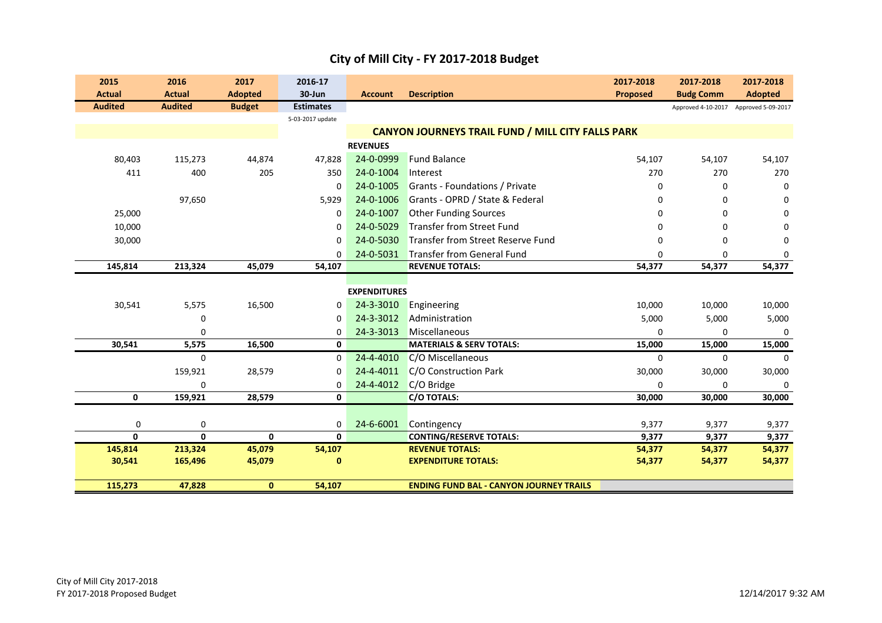# City of Mill City - FY 2017-2018 Budget

| 2015 Actual Audited | 2016 Actual Audited | 2017 Adopted Budget | 2016-17 30-Jun Estimates 5-03-2017 update | Account | Description | 2017-2018 Proposed | 2017-2018 Budg Comm Approved 4-10-2017 | 2017-2018 Adopted Approved 5-09-2017 |
|---|---|---|---|---|---|---|---|---|
| | | | | | **CANYON JOURNEYS TRAIL FUND / MILL CITY FALLS PARK** | | | |
| | | | | **REVENUES** | | | | |
| 80,403 | 115,273 | 44,874 | 47,828 | 24-0-0999 | Fund Balance | 54,107 | 54,107 | 54,107 |
| 411 | 400 | 205 | 350 | 24-0-1004 | Interest | 270 | 270 | 270 |
| | | | 0 | 24-0-1005 | Grants - Foundations / Private | 0 | 0 | 0 |
| | 97,650 | | 5,929 | 24-0-1006 | Grants - OPRD / State & Federal | 0 | 0 | 0 |
| 25,000 | | | 0 | 24-0-1007 | Other Funding Sources | 0 | 0 | 0 |
| 10,000 | | | 0 | 24-0-5029 | Transfer from Street Fund | 0 | 0 | 0 |
| 30,000 | | | 0 | 24-0-5030 | Transfer from Street Reserve Fund | 0 | 0 | 0 |
| | | | 0 | 24-0-5031 | Transfer from General Fund | 0 | 0 | 0 |
| **145,814** | **213,324** | **45,079** | **54,107** | | **REVENUE TOTALS:** | **54,377** | **54,377** | **54,377** |
| | | | | **EXPENDITURES** | | | | |
| 30,541 | 5,575 | 16,500 | 0 | 24-3-3010 | Engineering | 10,000 | 10,000 | 10,000 |
| | 0 | | 0 | 24-3-3012 | Administration | 5,000 | 5,000 | 5,000 |
| | 0 | | 0 | 24-3-3013 | Miscellaneous | 0 | 0 | 0 |
| **30,541** | **5,575** | **16,500** | **0** | | **MATERIALS & SERV TOTALS:** | **15,000** | **15,000** | **15,000** |
| | 0 | | 0 | 24-4-4010 | C/O Miscellaneous | 0 | 0 | 0 |
| | 159,921 | 28,579 | 0 | 24-4-4011 | C/O Construction Park | 30,000 | 30,000 | 30,000 |
| | 0 | | 0 | 24-4-4012 | C/O Bridge | 0 | 0 | 0 |
| **0** | **159,921** | **28,579** | **0** | | **C/O TOTALS:** | **30,000** | **30,000** | **30,000** |
| 0 | 0 | | 0 | 24-6-6001 | Contingency | 9,377 | 9,377 | 9,377 |
| **0** | **0** | **0** | **0** | | **CONTING/RESERVE TOTALS:** | **9,377** | **9,377** | **9,377** |
| **145,814** | **213,324** | **45,079** | **54,107** | | **REVENUE TOTALS:** | **54,377** | **54,377** | **54,377** |
| **30,541** | **165,496** | **45,079** | **0** | | **EXPENDITURE TOTALS:** | **54,377** | **54,377** | **54,377** |
| **115,273** | **47,828** | **0** | **54,107** | | **ENDING FUND BAL - CANYON JOURNEY TRAILS** | | | |

City of Mill City 2017-2018
FY 2017-2018 Proposed Budget

12/14/2017 9:32 AM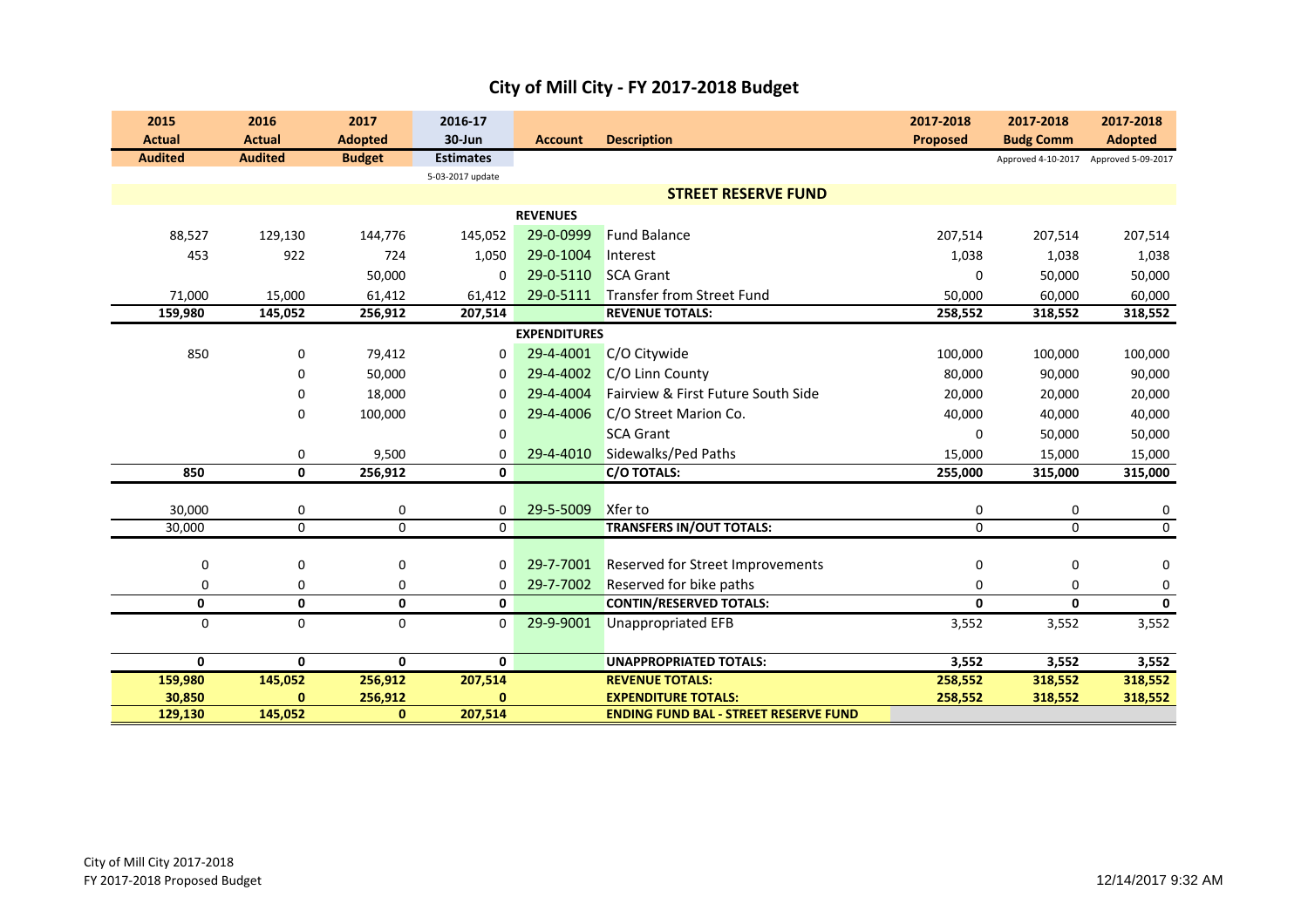# City of Mill City - FY 2017-2018 Budget

| 2015 Actual Audited | 2016 Actual Audited | 2017 Adopted Budget | 2016-17 30-Jun Estimates 5-03-2017 update | Account | Description | 2017-2018 Proposed | 2017-2018 Budg Comm Approved 4-10-2017 | 2017-2018 Adopted Approved 5-09-2017 |
|---|---|---|---|---|---|---|---|---|
| | | | | | **STREET RESERVE FUND** | | | |
| | | | | **REVENUES** | | | | |
| 88,527 | 129,130 | 144,776 | 145,052 | 29-0-0999 | Fund Balance | 207,514 | 207,514 | 207,514 |
| 453 | 922 | 724 | 1,050 | 29-0-1004 | Interest | 1,038 | 1,038 | 1,038 |
| | | 50,000 | 0 | 29-0-5110 | SCA Grant | 0 | 50,000 | 50,000 |
| 71,000 | 15,000 | 61,412 | 61,412 | 29-0-5111 | Transfer from Street Fund | 50,000 | 60,000 | 60,000 |
| **159,980** | **145,052** | **256,912** | **207,514** | | **REVENUE TOTALS:** | **258,552** | **318,552** | **318,552** |
| | | | | **EXPENDITURES** | | | | |
| 850 | 0 | 79,412 | 0 | 29-4-4001 | C/O Citywide | 100,000 | 100,000 | 100,000 |
| | 0 | 50,000 | 0 | 29-4-4002 | C/O Linn County | 80,000 | 90,000 | 90,000 |
| | 0 | 18,000 | 0 | 29-4-4004 | Fairview & First Future South Side | 20,000 | 20,000 | 20,000 |
| | 0 | 100,000 | 0 | 29-4-4006 | C/O Street Marion Co. | 40,000 | 40,000 | 40,000 |
| | | | 0 | | SCA Grant | 0 | 50,000 | 50,000 |
| | 0 | 9,500 | 0 | 29-4-4010 | Sidewalks/Ped Paths | 15,000 | 15,000 | 15,000 |
| **850** | **0** | **256,912** | **0** | | **C/O TOTALS:** | **255,000** | **315,000** | **315,000** |
| 30,000 | 0 | 0 | 0 | 29-5-5009 | Xfer to | 0 | 0 | 0 |
| 30,000 | 0 | 0 | 0 | | **TRANSFERS IN/OUT TOTALS:** | 0 | 0 | 0 |
| 0 | 0 | 0 | 0 | 29-7-7001 | Reserved for Street Improvements | 0 | 0 | 0 |
| 0 | 0 | 0 | 0 | 29-7-7002 | Reserved for bike paths | 0 | 0 | 0 |
| **0** | **0** | **0** | **0** | | **CONTIN/RESERVED TOTALS:** | **0** | **0** | **0** |
| 0 | 0 | 0 | 0 | 29-9-9001 | Unappropriated EFB | 3,552 | 3,552 | 3,552 |
| **0** | **0** | **0** | **0** | | **UNAPPROPRIATED TOTALS:** | **3,552** | **3,552** | **3,552** |
| **159,980** | **145,052** | **256,912** | **207,514** | | **REVENUE TOTALS:** | **258,552** | **318,552** | **318,552** |
| **30,850** | **0** | **256,912** | **0** | | **EXPENDITURE TOTALS:** | **258,552** | **318,552** | **318,552** |
| **129,130** | **145,052** | **0** | **207,514** | | **ENDING FUND BAL - STREET RESERVE FUND** | | | |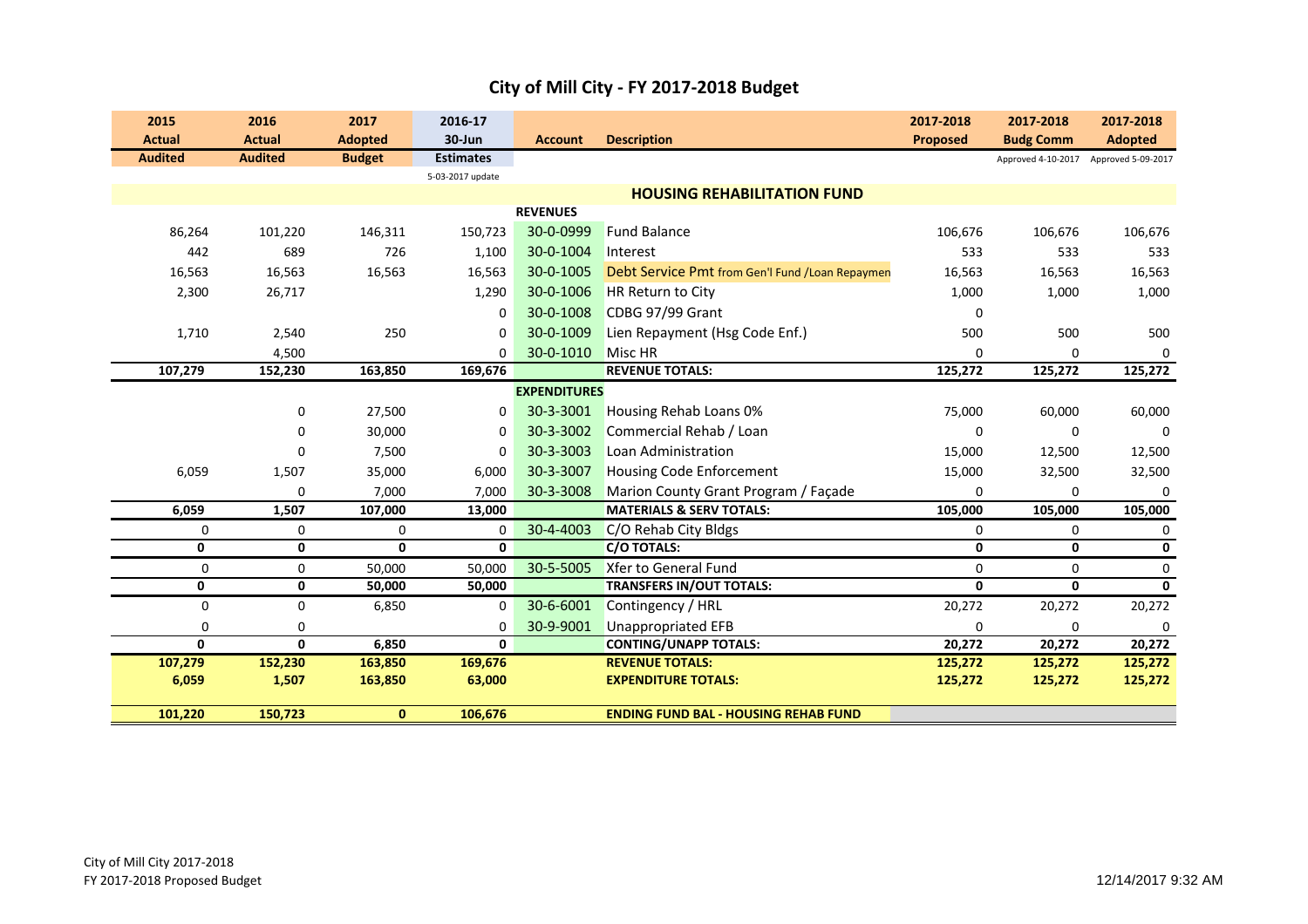# City of Mill City - FY 2017-2018 Budget

| 2015 Actual Audited | 2016 Actual Audited | 2017 Adopted Budget | 2016-17 30-Jun Estimates 5-03-2017 update | Account | Description | 2017-2018 Proposed | 2017-2018 Budg Comm Approved 4-10-2017 | 2017-2018 Adopted Approved 5-09-2017 |
|---|---|---|---|---|---|---|---|---|
| | | | | | **HOUSING REHABILITATION FUND** | | | |
| | | | | **REVENUES** | | | | |
| 86,264 | 101,220 | 146,311 | 150,723 | 30-0-0999 | Fund Balance | 106,676 | 106,676 | 106,676 |
| 442 | 689 | 726 | 1,100 | 30-0-1004 | Interest | 533 | 533 | 533 |
| 16,563 | 16,563 | 16,563 | 16,563 | 30-0-1005 | Debt Service Pmt from Gen'l Fund /Loan Repaymen | 16,563 | 16,563 | 16,563 |
| 2,300 | 26,717 | | 1,290 | 30-0-1006 | HR Return to City | 1,000 | 1,000 | 1,000 |
| | | | 0 | 30-0-1008 | CDBG 97/99 Grant | 0 | | |
| 1,710 | 2,540 | 250 | 0 | 30-0-1009 | Lien Repayment (Hsg Code Enf.) | 500 | 500 | 500 |
| | 4,500 | | 0 | 30-0-1010 | Misc HR | 0 | 0 | 0 |
| **107,279** | **152,230** | **163,850** | **169,676** | | **REVENUE TOTALS:** | **125,272** | **125,272** | **125,272** |
| | | | | **EXPENDITURES** | | | | |
| | 0 | 27,500 | 0 | 30-3-3001 | Housing Rehab Loans 0% | 75,000 | 60,000 | 60,000 |
| | 0 | 30,000 | 0 | 30-3-3002 | Commercial Rehab / Loan | 0 | 0 | 0 |
| | 0 | 7,500 | 0 | 30-3-3003 | Loan Administration | 15,000 | 12,500 | 12,500 |
| 6,059 | 1,507 | 35,000 | 6,000 | 30-3-3007 | Housing Code Enforcement | 15,000 | 32,500 | 32,500 |
| | 0 | 7,000 | 7,000 | 30-3-3008 | Marion County Grant Program / Façade | 0 | 0 | 0 |
| **6,059** | **1,507** | **107,000** | **13,000** | | **MATERIALS & SERV TOTALS:** | **105,000** | **105,000** | **105,000** |
| 0 | 0 | 0 | 0 | 30-4-4003 | C/O Rehab City Bldgs | 0 | 0 | 0 |
| **0** | **0** | **0** | **0** | | **C/O TOTALS:** | **0** | **0** | **0** |
| 0 | 0 | 50,000 | 50,000 | 30-5-5005 | Xfer to General Fund | 0 | 0 | 0 |
| **0** | **0** | **50,000** | **50,000** | | **TRANSFERS IN/OUT TOTALS:** | **0** | **0** | **0** |
| 0 | 0 | 6,850 | 0 | 30-6-6001 | Contingency / HRL | 20,272 | 20,272 | 20,272 |
| 0 | 0 | | 0 | 30-9-9001 | Unappropriated EFB | 0 | 0 | 0 |
| **0** | **0** | **6,850** | **0** | | **CONTING/UNAPP TOTALS:** | **20,272** | **20,272** | **20,272** |
| **107,279** | **152,230** | **163,850** | **169,676** | | **REVENUE TOTALS:** | **125,272** | **125,272** | **125,272** |
| **6,059** | **1,507** | **163,850** | **63,000** | | **EXPENDITURE TOTALS:** | **125,272** | **125,272** | **125,272** |
| **101,220** | **150,723** | **0** | **106,676** | | **ENDING FUND BAL - HOUSING REHAB FUND** | | | |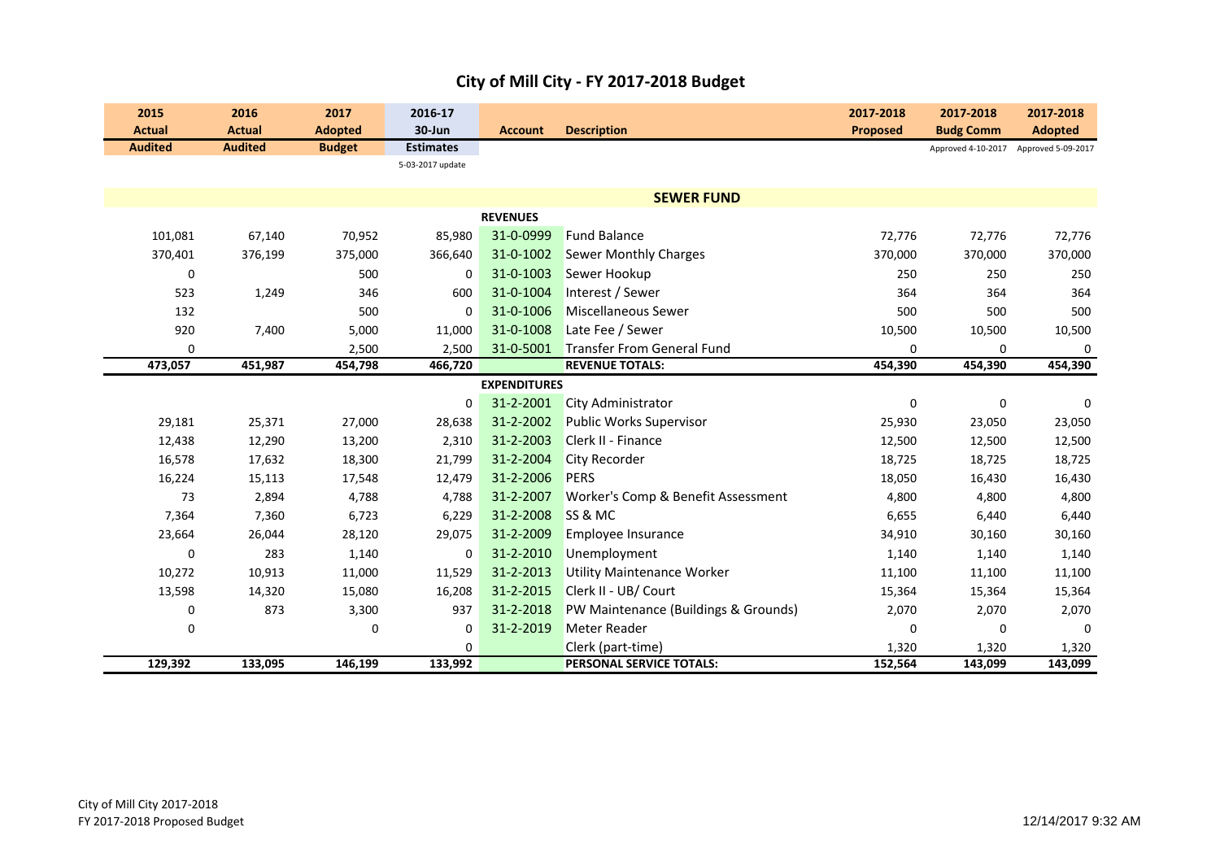# City of Mill City - FY 2017-2018 Budget

| 2015 Actual Audited | 2016 Actual Audited | 2017 Adopted Budget | 2016-17 30-Jun Estimates 5-03-2017 update | Account | Description | 2017-2018 Proposed | 2017-2018 Budg Comm Approved 4-10-2017 | 2017-2018 Adopted Approved 5-09-2017 |
|---|---|---|---|---|---|---|---|---|
| | | | | | **SEWER FUND** | | | |
| | | | | **REVENUES** | | | | |
| 101,081 | 67,140 | 70,952 | 85,980 | 31-0-0999 | Fund Balance | 72,776 | 72,776 | 72,776 |
| 370,401 | 376,199 | 375,000 | 366,640 | 31-0-1002 | Sewer Monthly Charges | 370,000 | 370,000 | 370,000 |
| 0 | | 500 | 0 | 31-0-1003 | Sewer Hookup | 250 | 250 | 250 |
| 523 | 1,249 | 346 | 600 | 31-0-1004 | Interest / Sewer | 364 | 364 | 364 |
| 132 | | 500 | 0 | 31-0-1006 | Miscellaneous Sewer | 500 | 500 | 500 |
| 920 | 7,400 | 5,000 | 11,000 | 31-0-1008 | Late Fee / Sewer | 10,500 | 10,500 | 10,500 |
| 0 | | 2,500 | 2,500 | 31-0-5001 | Transfer From General Fund | 0 | 0 | 0 |
| **473,057** | **451,987** | **454,798** | **466,720** | | **REVENUE TOTALS:** | **454,390** | **454,390** | **454,390** |
| | | | | **EXPENDITURES** | | | | |
| | | | 0 | 31-2-2001 | City Administrator | 0 | 0 | 0 |
| 29,181 | 25,371 | 27,000 | 28,638 | 31-2-2002 | Public Works Supervisor | 25,930 | 23,050 | 23,050 |
| 12,438 | 12,290 | 13,200 | 2,310 | 31-2-2003 | Clerk II - Finance | 12,500 | 12,500 | 12,500 |
| 16,578 | 17,632 | 18,300 | 21,799 | 31-2-2004 | City Recorder | 18,725 | 18,725 | 18,725 |
| 16,224 | 15,113 | 17,548 | 12,479 | 31-2-2006 | PERS | 18,050 | 16,430 | 16,430 |
| 73 | 2,894 | 4,788 | 4,788 | 31-2-2007 | Worker's Comp & Benefit Assessment | 4,800 | 4,800 | 4,800 |
| 7,364 | 7,360 | 6,723 | 6,229 | 31-2-2008 | SS & MC | 6,655 | 6,440 | 6,440 |
| 23,664 | 26,044 | 28,120 | 29,075 | 31-2-2009 | Employee Insurance | 34,910 | 30,160 | 30,160 |
| 0 | 283 | 1,140 | 0 | 31-2-2010 | Unemployment | 1,140 | 1,140 | 1,140 |
| 10,272 | 10,913 | 11,000 | 11,529 | 31-2-2013 | Utility Maintenance Worker | 11,100 | 11,100 | 11,100 |
| 13,598 | 14,320 | 15,080 | 16,208 | 31-2-2015 | Clerk II - UB/ Court | 15,364 | 15,364 | 15,364 |
| 0 | 873 | 3,300 | 937 | 31-2-2018 | PW Maintenance (Buildings & Grounds) | 2,070 | 2,070 | 2,070 |
| 0 | | 0 | 0 | 31-2-2019 | Meter Reader | 0 | 0 | 0 |
| | | | 0 | | Clerk (part-time) | 1,320 | 1,320 | 1,320 |
| **129,392** | **133,095** | **146,199** | **133,992** | | **PERSONAL SERVICE TOTALS:** | **152,564** | **143,099** | **143,099** |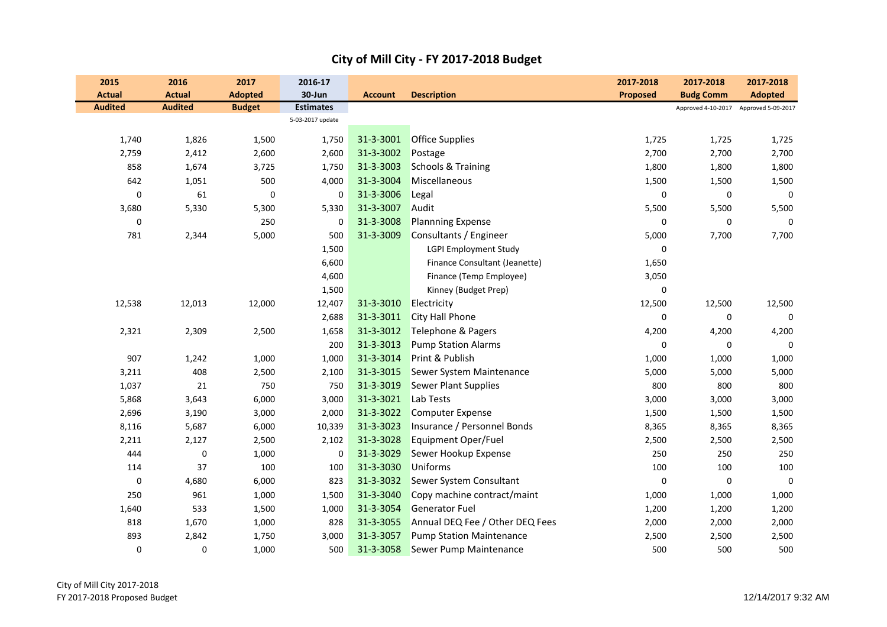# City of Mill City - FY 2017-2018 Budget

| 2015 Actual Audited | 2016 Actual Audited | 2017 Adopted Budget | 2016-17 30-Jun Estimates 5-03-2017 update | Account | Description | 2017-2018 Proposed | 2017-2018 Budg Comm Approved 4-10-2017 | 2017-2018 Adopted Approved 5-09-2017 |
|---|---|---|---|---|---|---|---|---|
| 1,740 | 1,826 | 1,500 | 1,750 | 31-3-3001 | Office Supplies | 1,725 | 1,725 | 1,725 |
| 2,759 | 2,412 | 2,600 | 2,600 | 31-3-3002 | Postage | 2,700 | 2,700 | 2,700 |
| 858 | 1,674 | 3,725 | 1,750 | 31-3-3003 | Schools & Training | 1,800 | 1,800 | 1,800 |
| 642 | 1,051 | 500 | 4,000 | 31-3-3004 | Miscellaneous | 1,500 | 1,500 | 1,500 |
| 0 | 61 | 0 | 0 | 31-3-3006 | Legal | 0 | 0 | 0 |
| 3,680 | 5,330 | 5,300 | 5,330 | 31-3-3007 | Audit | 5,500 | 5,500 | 5,500 |
| 0 | | 250 | 0 | 31-3-3008 | Plannning Expense | 0 | 0 | 0 |
| 781 | 2,344 | 5,000 | 500 | 31-3-3009 | Consultants / Engineer | 5,000 | 7,700 | 7,700 |
| | | | 1,500 | | LGPI Employment Study | 0 | | |
| | | | 6,600 | | Finance Consultant (Jeanette) | 1,650 | | |
| | | | 4,600 | | Finance (Temp Employee) | 3,050 | | |
| | | | 1,500 | | Kinney (Budget Prep) | 0 | | |
| 12,538 | 12,013 | 12,000 | 12,407 | 31-3-3010 | Electricity | 12,500 | 12,500 | 12,500 |
| | | | 2,688 | 31-3-3011 | City Hall Phone | 0 | 0 | 0 |
| 2,321 | 2,309 | 2,500 | 1,658 | 31-3-3012 | Telephone & Pagers | 4,200 | 4,200 | 4,200 |
| | | | 200 | 31-3-3013 | Pump Station Alarms | 0 | 0 | 0 |
| 907 | 1,242 | 1,000 | 1,000 | 31-3-3014 | Print & Publish | 1,000 | 1,000 | 1,000 |
| 3,211 | 408 | 2,500 | 2,100 | 31-3-3015 | Sewer System Maintenance | 5,000 | 5,000 | 5,000 |
| 1,037 | 21 | 750 | 750 | 31-3-3019 | Sewer Plant Supplies | 800 | 800 | 800 |
| 5,868 | 3,643 | 6,000 | 3,000 | 31-3-3021 | Lab Tests | 3,000 | 3,000 | 3,000 |
| 2,696 | 3,190 | 3,000 | 2,000 | 31-3-3022 | Computer Expense | 1,500 | 1,500 | 1,500 |
| 8,116 | 5,687 | 6,000 | 10,339 | 31-3-3023 | Insurance / Personnel Bonds | 8,365 | 8,365 | 8,365 |
| 2,211 | 2,127 | 2,500 | 2,102 | 31-3-3028 | Equipment Oper/Fuel | 2,500 | 2,500 | 2,500 |
| 444 | 0 | 1,000 | 0 | 31-3-3029 | Sewer Hookup Expense | 250 | 250 | 250 |
| 114 | 37 | 100 | 100 | 31-3-3030 | Uniforms | 100 | 100 | 100 |
| 0 | 4,680 | 6,000 | 823 | 31-3-3032 | Sewer System Consultant | 0 | 0 | 0 |
| 250 | 961 | 1,000 | 1,500 | 31-3-3040 | Copy machine contract/maint | 1,000 | 1,000 | 1,000 |
| 1,640 | 533 | 1,500 | 1,000 | 31-3-3054 | Generator Fuel | 1,200 | 1,200 | 1,200 |
| 818 | 1,670 | 1,000 | 828 | 31-3-3055 | Annual DEQ Fee / Other DEQ Fees | 2,000 | 2,000 | 2,000 |
| 893 | 2,842 | 1,750 | 3,000 | 31-3-3057 | Pump Station Maintenance | 2,500 | 2,500 | 2,500 |
| 0 | 0 | 1,000 | 500 | 31-3-3058 | Sewer Pump Maintenance | 500 | 500 | 500 |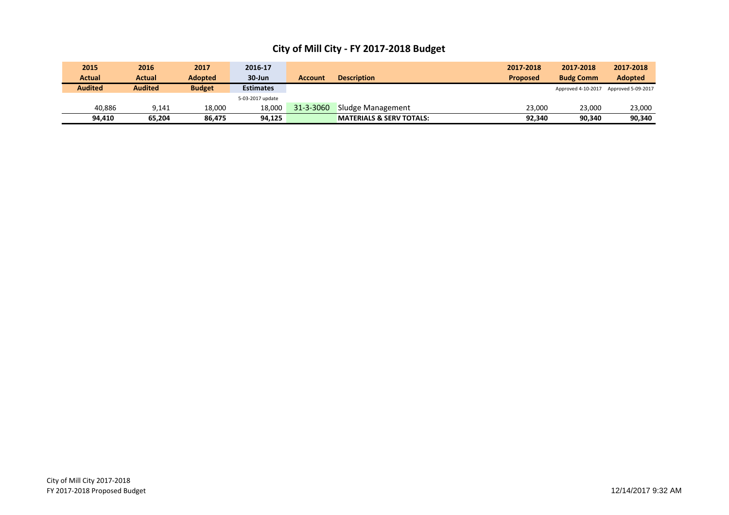# City of Mill City - FY 2017-2018 Budget

| 2015 Actual | 2016 Actual | 2017 Adopted | 2016-17 30-Jun | Account | Description | 2017-2018 Proposed | 2017-2018 Budg Comm | 2017-2018 Adopted |
|---|---|---|---|---|---|---|---|---|
| Audited | Audited | Budget | Estimates | | | | Approved 4-10-2017 | Approved 5-09-2017 |
| | | | 5-03-2017 update | | | | | |
| 40,886 | 9,141 | 18,000 | 18,000 | 31-3-3060 | Sludge Management | 23,000 | 23,000 | 23,000 |
| **94,410** | **65,204** | **86,475** | **94,125** | | **MATERIALS & SERV TOTALS:** | **92,340** | **90,340** | **90,340** |

City of Mill City 2017-2018
FY 2017-2018 Proposed Budget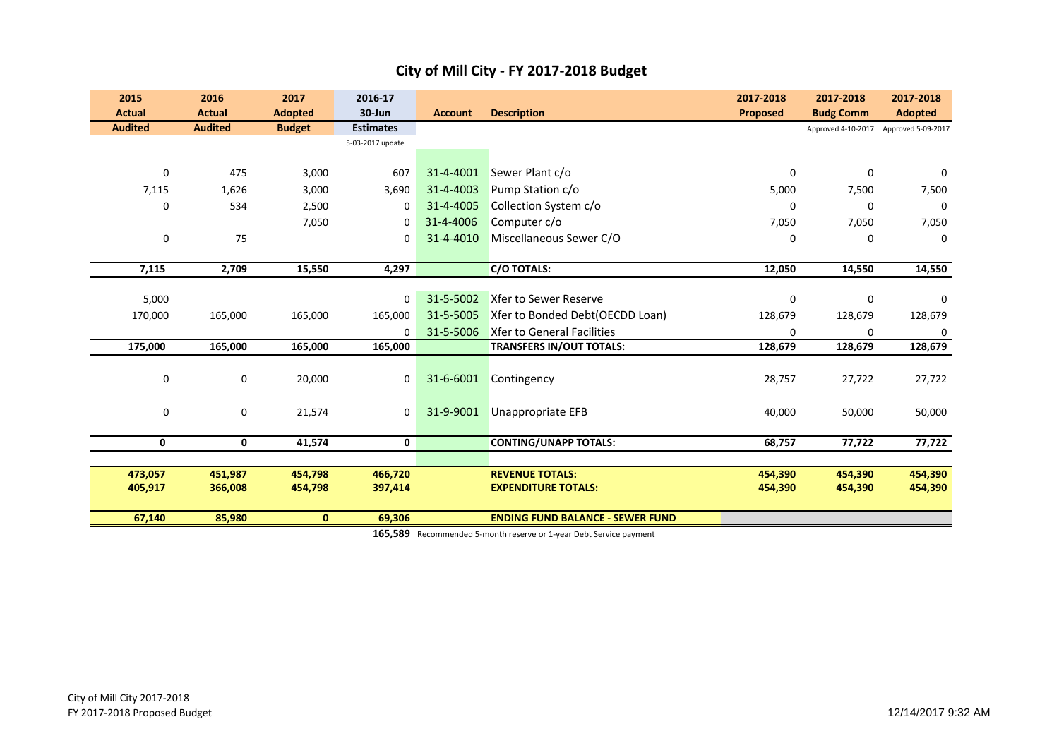# City of Mill City - FY 2017-2018 Budget

| 2015 Actual | 2016 Actual | 2017 Adopted | 2016-17 30-Jun | Account | Description | 2017-2018 Proposed | 2017-2018 Budg Comm | 2017-2018 Adopted |
|---|---|---|---|---|---|---|---|---|
| Audited | Audited | Budget | Estimates | | | | Approved 4-10-2017 | Approved 5-09-2017 |
| | | | 5-03-2017 update | | | | | |
| 0 | 475 | 3,000 | 607 | 31-4-4001 | Sewer Plant c/o | 0 | 0 | 0 |
| 7,115 | 1,626 | 3,000 | 3,690 | 31-4-4003 | Pump Station c/o | 5,000 | 7,500 | 7,500 |
| 0 | 534 | 2,500 | 0 | 31-4-4005 | Collection System c/o | 0 | 0 | 0 |
| | | 7,050 | 0 | 31-4-4006 | Computer c/o | 7,050 | 7,050 | 7,050 |
| 0 | 75 | | 0 | 31-4-4010 | Miscellaneous Sewer C/O | 0 | 0 | 0 |
| **7,115** | **2,709** | **15,550** | **4,297** | | **C/O TOTALS:** | **12,050** | **14,550** | **14,550** |
| 5,000 | | | 0 | 31-5-5002 | Xfer to Sewer Reserve | 0 | 0 | 0 |
| 170,000 | 165,000 | 165,000 | 165,000 | 31-5-5005 | Xfer to Bonded Debt(OECDD Loan) | 128,679 | 128,679 | 128,679 |
| | | | 0 | 31-5-5006 | Xfer to General Facilities | 0 | 0 | 0 |
| **175,000** | **165,000** | **165,000** | **165,000** | | **TRANSFERS IN/OUT TOTALS:** | **128,679** | **128,679** | **128,679** |
| 0 | 0 | 20,000 | 0 | 31-6-6001 | Contingency | 28,757 | 27,722 | 27,722 |
| 0 | 0 | 21,574 | 0 | 31-9-9001 | Unappropriate EFB | 40,000 | 50,000 | 50,000 |
| **0** | **0** | **41,574** | **0** | | **CONTING/UNAPP TOTALS:** | **68,757** | **77,722** | **77,722** |
| **473,057** | **451,987** | **454,798** | **466,720** | | **REVENUE TOTALS:** | **454,390** | **454,390** | **454,390** |
| **405,917** | **366,008** | **454,798** | **397,414** | | **EXPENDITURE TOTALS:** | **454,390** | **454,390** | **454,390** |
| **67,140** | **85,980** | **0** | **69,306** | | **ENDING FUND BALANCE - SEWER FUND** | | | |
| | | | **165,589** | | Recommended 5-month reserve or 1-year Debt Service payment | | | |

City of Mill City 2017-2018
FY 2017-2018 Proposed Budget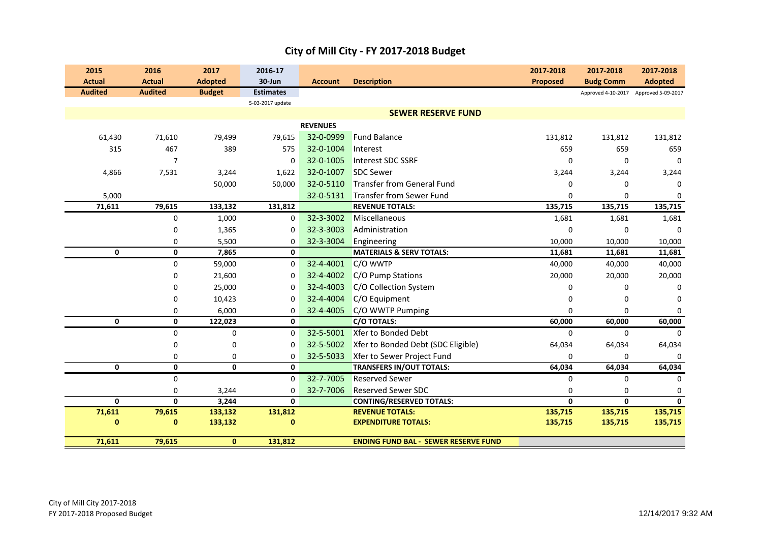# City of Mill City - FY 2017-2018 Budget

| 2015 Actual Audited | 2016 Actual Audited | 2017 Adopted Budget | 2016-17 30-Jun Estimates 5-03-2017 update | Account | Description | 2017-2018 Proposed | 2017-2018 Budg Comm Approved 4-10-2017 | 2017-2018 Adopted Approved 5-09-2017 |
|---|---|---|---|---|---|---|---|---|
| | | | | | **SEWER RESERVE FUND** | | | |
| | | | | **REVENUES** | | | | |
| 61,430 | 71,610 | 79,499 | 79,615 | 32-0-0999 | Fund Balance | 131,812 | 131,812 | 131,812 |
| 315 | 467 | 389 | 575 | 32-0-1004 | Interest | 659 | 659 | 659 |
| | 7 | | 0 | 32-0-1005 | Interest SDC SSRF | 0 | 0 | 0 |
| 4,866 | 7,531 | 3,244 | 1,622 | 32-0-1007 | SDC Sewer | 3,244 | 3,244 | 3,244 |
| | | 50,000 | 50,000 | 32-0-5110 | Transfer from General Fund | 0 | 0 | 0 |
| 5,000 | | | | 32-0-5131 | Transfer from Sewer Fund | 0 | 0 | 0 |
| **71,611** | **79,615** | **133,132** | **131,812** | | **REVENUE TOTALS:** | **135,715** | **135,715** | **135,715** |
| | 0 | 1,000 | 0 | 32-3-3002 | Miscellaneous | 1,681 | 1,681 | 1,681 |
| | 0 | 1,365 | 0 | 32-3-3003 | Administration | 0 | 0 | 0 |
| | 0 | 5,500 | 0 | 32-3-3004 | Engineering | 10,000 | 10,000 | 10,000 |
| **0** | **0** | **7,865** | **0** | | **MATERIALS & SERV TOTALS:** | **11,681** | **11,681** | **11,681** |
| | 0 | 59,000 | 0 | 32-4-4001 | C/O WWTP | 40,000 | 40,000 | 40,000 |
| | 0 | 21,600 | 0 | 32-4-4002 | C/O Pump Stations | 20,000 | 20,000 | 20,000 |
| | 0 | 25,000 | 0 | 32-4-4003 | C/O Collection System | 0 | 0 | 0 |
| | 0 | 10,423 | 0 | 32-4-4004 | C/O Equipment | 0 | 0 | 0 |
| | 0 | 6,000 | 0 | 32-4-4005 | C/O WWTP Pumping | 0 | 0 | 0 |
| **0** | **0** | **122,023** | **0** | | **C/O TOTALS:** | **60,000** | **60,000** | **60,000** |
| | 0 | 0 | 0 | 32-5-5001 | Xfer to Bonded Debt | 0 | 0 | 0 |
| | 0 | 0 | 0 | 32-5-5002 | Xfer to Bonded Debt (SDC Eligible) | 64,034 | 64,034 | 64,034 |
| | 0 | 0 | 0 | 32-5-5033 | Xfer to Sewer Project Fund | 0 | 0 | 0 |
| **0** | **0** | **0** | **0** | | **TRANSFERS IN/OUT TOTALS:** | **64,034** | **64,034** | **64,034** |
| | 0 | | 0 | 32-7-7005 | Reserved Sewer | 0 | 0 | 0 |
| | 0 | 3,244 | 0 | 32-7-7006 | Reserved Sewer SDC | 0 | 0 | 0 |
| **0** | **0** | **3,244** | **0** | | **CONTING/RESERVED TOTALS:** | **0** | **0** | **0** |
| **71,611** | **79,615** | **133,132** | **131,812** | | **REVENUE TOTALS:** | **135,715** | **135,715** | **135,715** |
| **0** | **0** | **133,132** | **0** | | **EXPENDITURE TOTALS:** | **135,715** | **135,715** | **135,715** |
| **71,611** | **79,615** | **0** | **131,812** | | **ENDING FUND BAL - SEWER RESERVE FUND** | | | |

City of Mill City 2017-2018
FY 2017-2018 Proposed Budget

12/14/2017 9:32 AM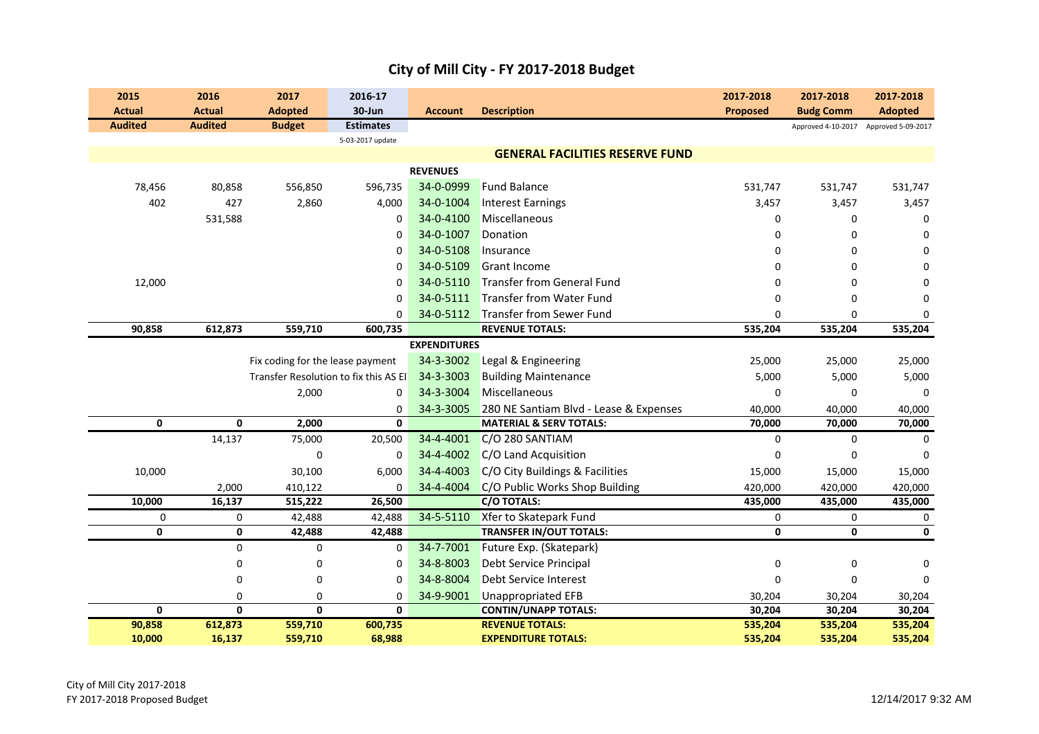# City of Mill City - FY 2017-2018 Budget

| 2015 Actual Audited | 2016 Actual Audited | 2017 Adopted Budget | 2016-17 30-Jun Estimates 5-03-2017 update | Account | Description | 2017-2018 Proposed | 2017-2018 Budg Comm Approved 4-10-2017 | 2017-2018 Adopted Approved 5-09-2017 |
|---|---|---|---|---|---|---|---|---|
| | | | | | **GENERAL FACILITIES RESERVE FUND** | | | |
| | | | | **REVENUES** | | | | |
| 78,456 | 80,858 | 556,850 | 596,735 | 34-0-0999 | Fund Balance | 531,747 | 531,747 | 531,747 |
| 402 | 427 | 2,860 | 4,000 | 34-0-1004 | Interest Earnings | 3,457 | 3,457 | 3,457 |
| | 531,588 | | 0 | 34-0-4100 | Miscellaneous | 0 | 0 | 0 |
| | | | 0 | 34-0-1007 | Donation | 0 | 0 | 0 |
| | | | 0 | 34-0-5108 | Insurance | 0 | 0 | 0 |
| | | | 0 | 34-0-5109 | Grant Income | 0 | 0 | 0 |
| 12,000 | | | 0 | 34-0-5110 | Transfer from General Fund | 0 | 0 | 0 |
| | | | 0 | 34-0-5111 | Transfer from Water Fund | 0 | 0 | 0 |
| | | | 0 | 34-0-5112 | Transfer from Sewer Fund | 0 | 0 | 0 |
| **90,858** | **612,873** | **559,710** | **600,735** | | **REVENUE TOTALS:** | **535,204** | **535,204** | **535,204** |
| | | | | **EXPENDITURES** | | | | |
| | | Fix coding for the lease payment | | 34-3-3002 | Legal & Engineering | 25,000 | 25,000 | 25,000 |
| | | Transfer Resolution to fix this AS EI | | 34-3-3003 | Building Maintenance | 5,000 | 5,000 | 5,000 |
| | | 2,000 | 0 | 34-3-3004 | Miscellaneous | 0 | 0 | 0 |
| | | | 0 | 34-3-3005 | 280 NE Santiam Blvd - Lease & Expenses | 40,000 | 40,000 | 40,000 |
| **0** | **0** | **2,000** | **0** | | **MATERIAL & SERV TOTALS:** | **70,000** | **70,000** | **70,000** |
| | 14,137 | 75,000 | 20,500 | 34-4-4001 | C/O 280 SANTIAM | 0 | 0 | 0 |
| | | 0 | 0 | 34-4-4002 | C/O Land Acquisition | 0 | 0 | 0 |
| 10,000 | | 30,100 | 6,000 | 34-4-4003 | C/O City Buildings & Facilities | 15,000 | 15,000 | 15,000 |
| | 2,000 | 410,122 | 0 | 34-4-4004 | C/O Public Works Shop Building | 420,000 | 420,000 | 420,000 |
| **10,000** | **16,137** | **515,222** | **26,500** | | **C/O TOTALS:** | **435,000** | **435,000** | **435,000** |
| 0 | 0 | 42,488 | 42,488 | 34-5-5110 | Xfer to Skatepark Fund | 0 | 0 | 0 |
| **0** | **0** | **42,488** | **42,488** | | **TRANSFER IN/OUT TOTALS:** | **0** | **0** | **0** |
| | 0 | 0 | 0 | 34-7-7001 | Future Exp. (Skatepark) | | | |
| | 0 | 0 | 0 | 34-8-8003 | Debt Service Principal | 0 | 0 | 0 |
| | 0 | 0 | 0 | 34-8-8004 | Debt Service Interest | 0 | 0 | 0 |
| | 0 | 0 | 0 | 34-9-9001 | Unappropriated EFB | 30,204 | 30,204 | 30,204 |
| **0** | **0** | **0** | **0** | | **CONTIN/UNAPP TOTALS:** | **30,204** | **30,204** | **30,204** |
| **90,858** | **612,873** | **559,710** | **600,735** | | **REVENUE TOTALS:** | **535,204** | **535,204** | **535,204** |
| **10,000** | **16,137** | **559,710** | **68,988** | | **EXPENDITURE TOTALS:** | **535,204** | **535,204** | **535,204** |

City of Mill City 2017-2018
FY 2017-2018 Proposed Budget

12/14/2017 9:32 AM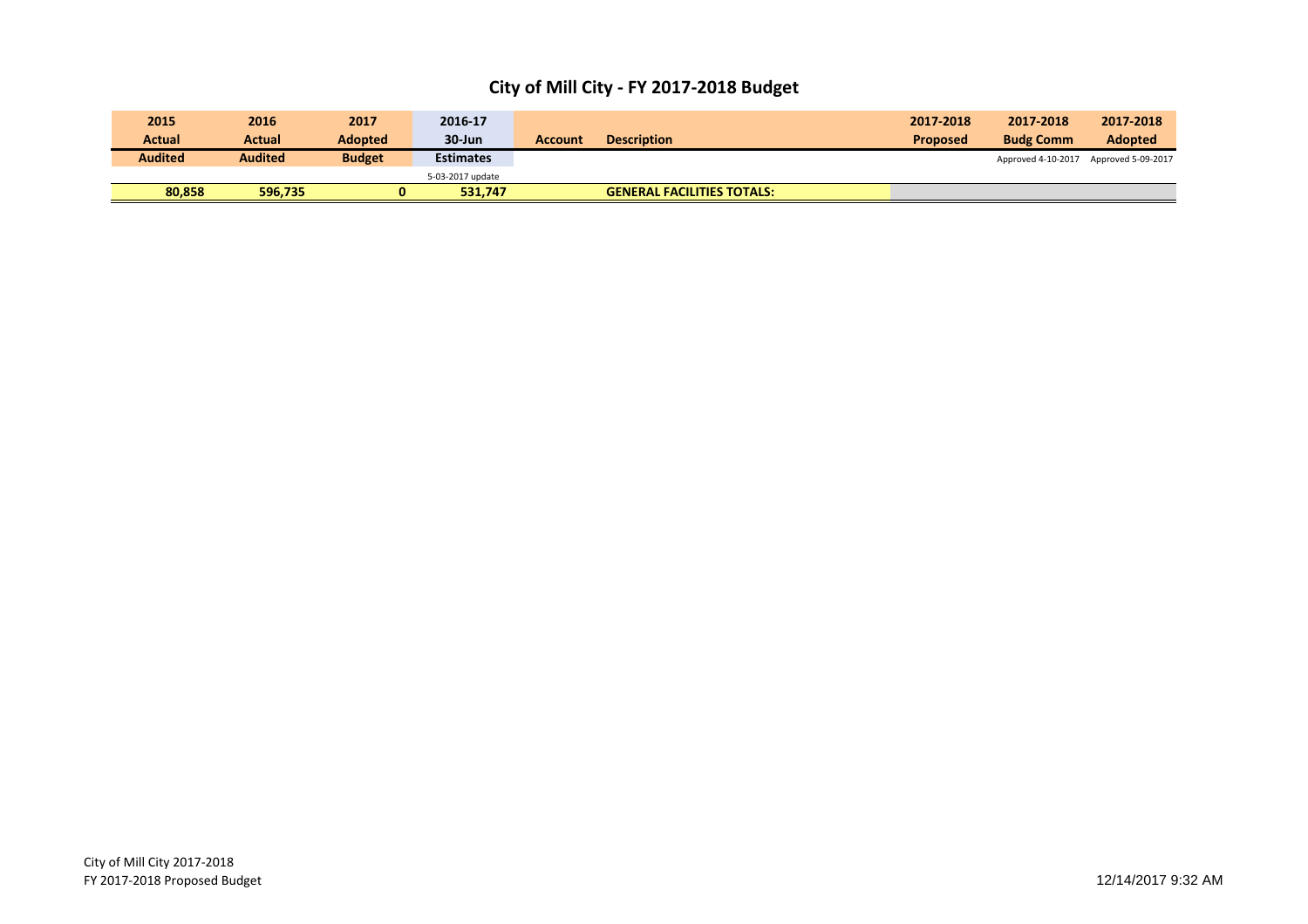# City of Mill City - FY 2017-2018 Budget

| 2015 Actual Audited | 2016 Actual Audited | 2017 Adopted Budget | 2016-17 30-Jun Estimates | Account | Description | 2017-2018 Proposed | 2017-2018 Budg Comm | 2017-2018 Adopted |
|---|---|---|---|---|---|---|---|---|
| | | | 5-03-2017 update | | | | Approved 4-10-2017 | Approved 5-09-2017 |
| **80,858** | **596,735** | **0** | **531,747** | | **GENERAL FACILITIES TOTALS:** | | | |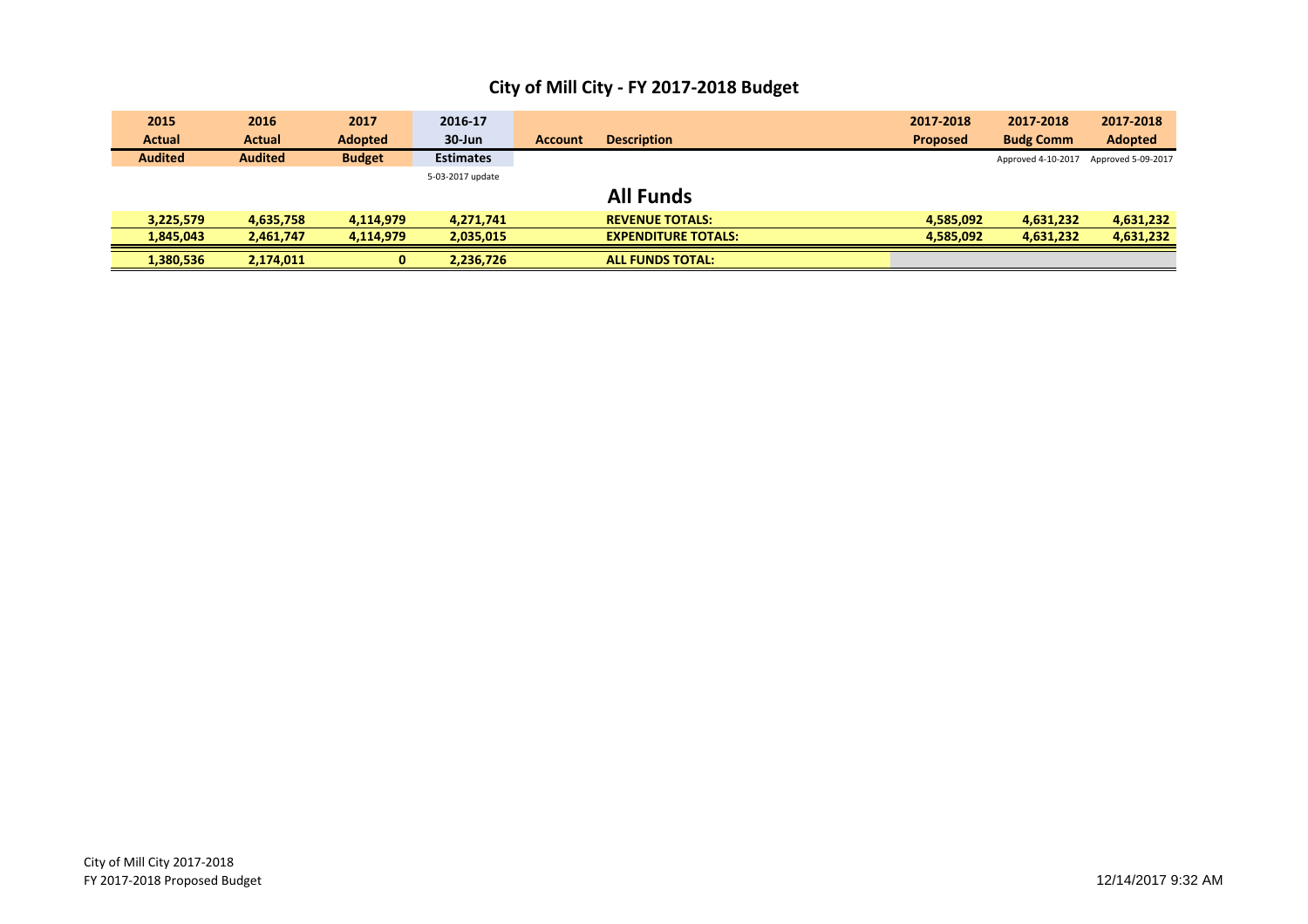# City of Mill City - FY 2017-2018 Budget

| 2015 Actual Audited | 2016 Actual Audited | 2017 Adopted Budget | 2016-17 30-Jun Estimates (5-03-2017 update) | Account | Description | 2017-2018 Proposed | 2017-2018 Budg Comm (Approved 4-10-2017) | 2017-2018 Adopted (Approved 5-09-2017) |
|---|---|---|---|---|---|---|---|---|
| | | | | | **All Funds** | | | |
| **3,225,579** | **4,635,758** | **4,114,979** | **4,271,741** | | **REVENUE TOTALS:** | **4,585,092** | **4,631,232** | **4,631,232** |
| **1,845,043** | **2,461,747** | **4,114,979** | **2,035,015** | | **EXPENDITURE TOTALS:** | **4,585,092** | **4,631,232** | **4,631,232** |
| **1,380,536** | **2,174,011** | **0** | **2,236,726** | | **ALL FUNDS TOTAL:** | | | |